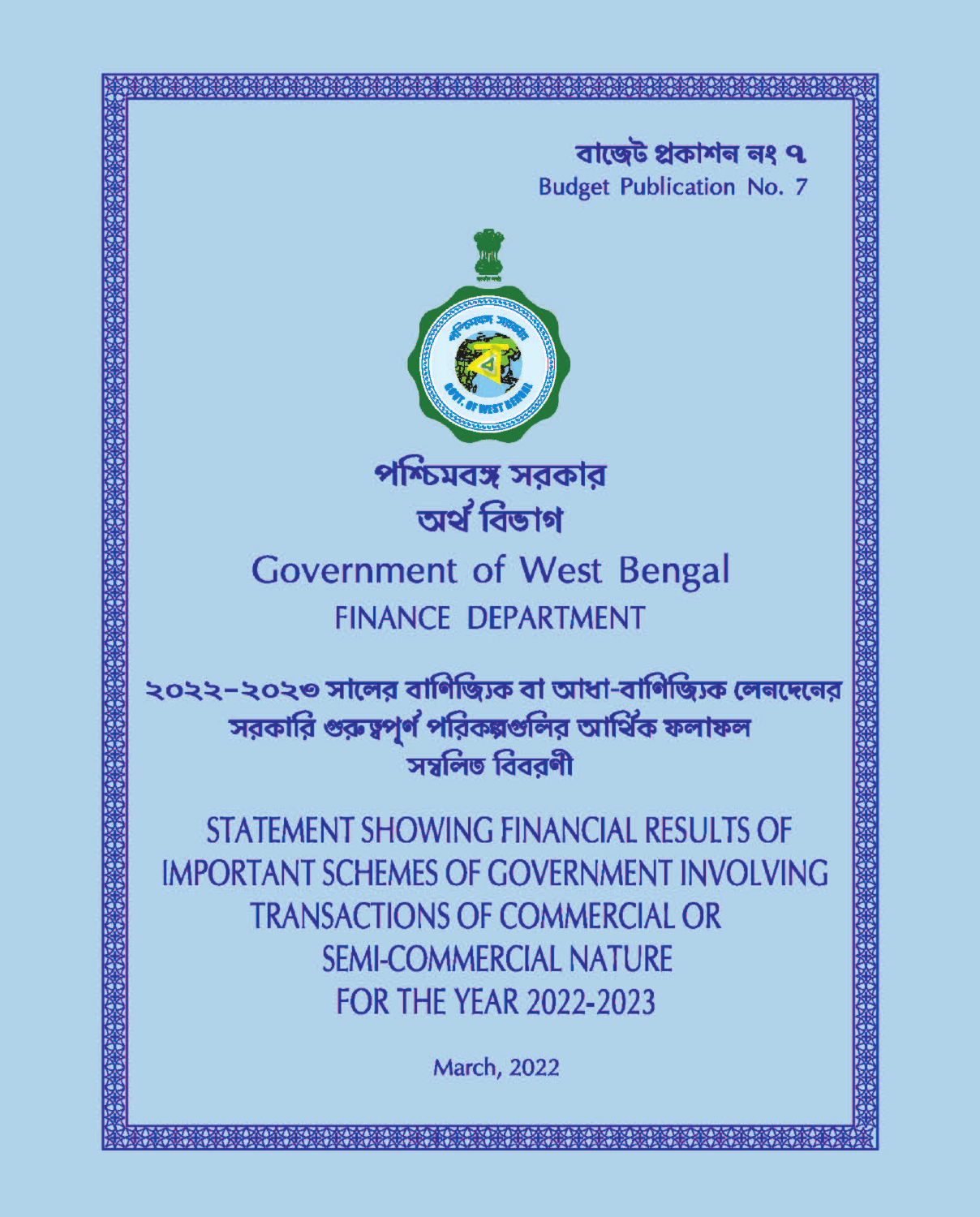বাজেট প্রকাশন নং ৭

Budget Publication No. 7

# পশ্চিমবঙ্গ সরকার
## অর্থ বিভাগ

# Government of West Bengal
## FINANCE DEPARTMENT

### ২০২২-২০২৩ সালের বাণিজ্যিক বা আধা-বাণিজ্যিক লেনদেনের সরকারি গুরুত্বপূর্ণ পরিকল্পগুলির আর্থিক ফলাফল সম্বলিত বিবরণী

### STATEMENT SHOWING FINANCIAL RESULTS OF IMPORTANT SCHEMES OF GOVERNMENT INVOLVING TRANSACTIONS OF COMMERCIAL OR SEMI-COMMERCIAL NATURE FOR THE YEAR 2022-2023

March, 2022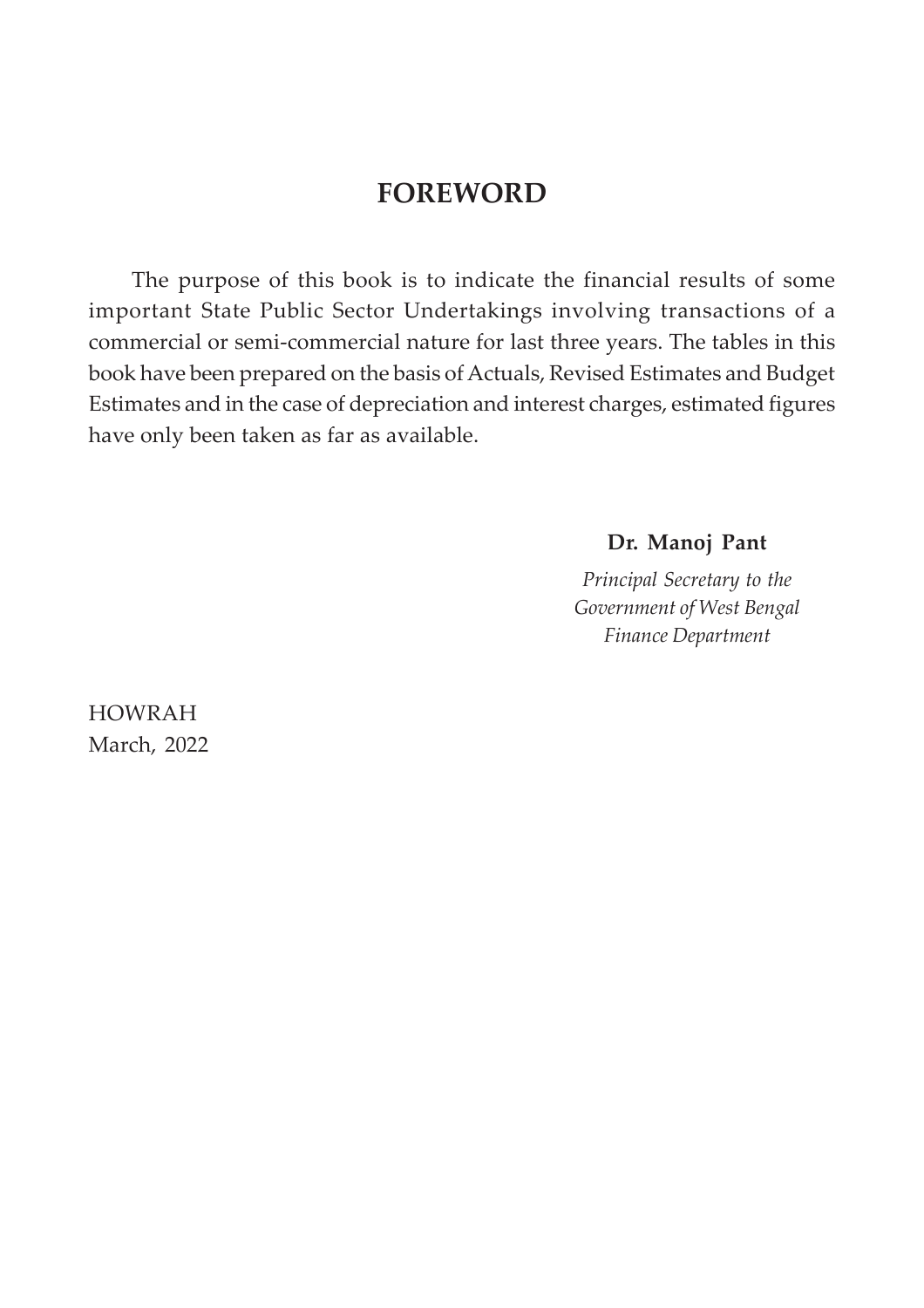# FOREWORD

The purpose of this book is to indicate the financial results of some important State Public Sector Undertakings involving transactions of a commercial or semi-commercial nature for last three years. The tables in this book have been prepared on the basis of Actuals, Revised Estimates and Budget Estimates and in the case of depreciation and interest charges, estimated figures have only been taken as far as available.

**Dr. Manoj Pant**

*Principal Secretary to the*
*Government of West Bengal*
*Finance Department*

HOWRAH
March, 2022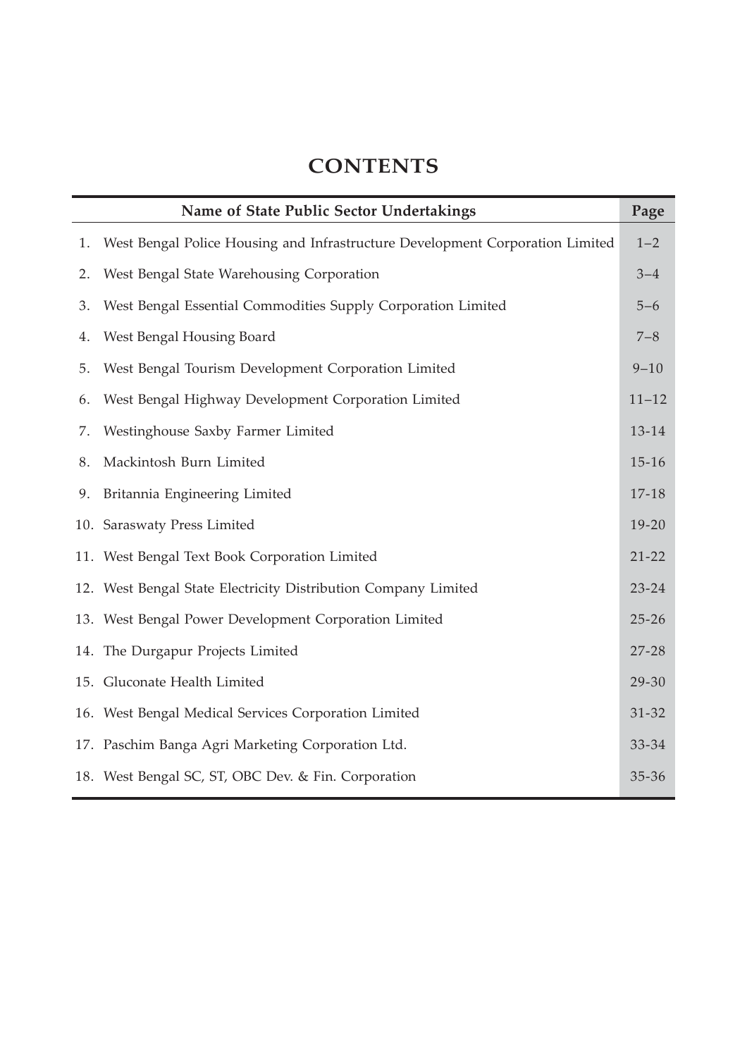# CONTENTS

| Name of State Public Sector Undertakings | Page |
|---|---|
| 1. West Bengal Police Housing and Infrastructure Development Corporation Limited | 1–2 |
| 2. West Bengal State Warehousing Corporation | 3–4 |
| 3. West Bengal Essential Commodities Supply Corporation Limited | 5–6 |
| 4. West Bengal Housing Board | 7–8 |
| 5. West Bengal Tourism Development Corporation Limited | 9–10 |
| 6. West Bengal Highway Development Corporation Limited | 11–12 |
| 7. Westinghouse Saxby Farmer Limited | 13-14 |
| 8. Mackintosh Burn Limited | 15-16 |
| 9. Britannia Engineering Limited | 17-18 |
| 10. Saraswaty Press Limited | 19-20 |
| 11. West Bengal Text Book Corporation Limited | 21-22 |
| 12. West Bengal State Electricity Distribution Company Limited | 23-24 |
| 13. West Bengal Power Development Corporation Limited | 25-26 |
| 14. The Durgapur Projects Limited | 27-28 |
| 15. Gluconate Health Limited | 29-30 |
| 16. West Bengal Medical Services Corporation Limited | 31-32 |
| 17. Paschim Banga Agri Marketing Corporation Ltd. | 33-34 |
| 18. West Bengal SC, ST, OBC Dev. & Fin. Corporation | 35-36 |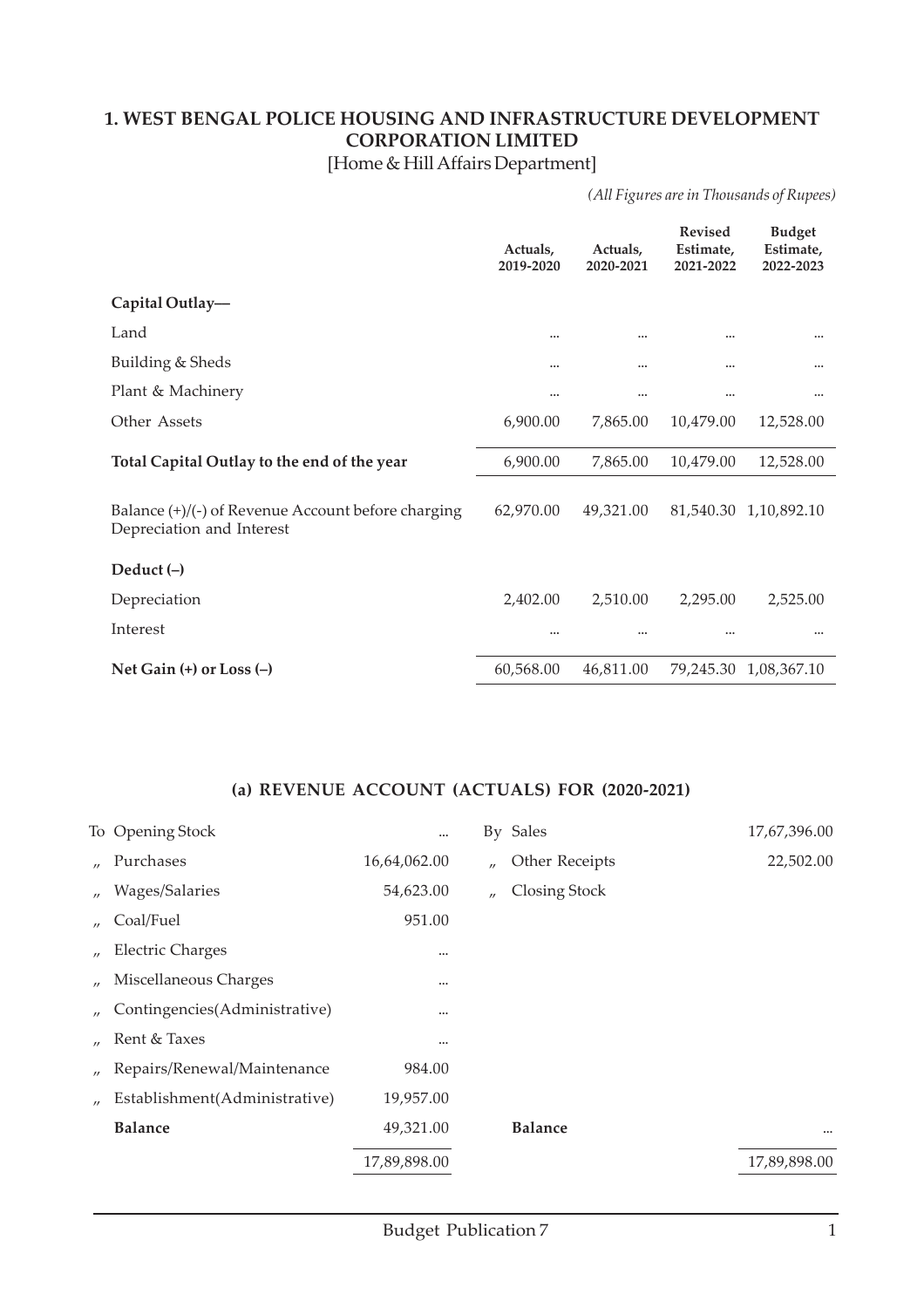## 1. WEST BENGAL POLICE HOUSING AND INFRASTRUCTURE DEVELOPMENT CORPORATION LIMITED

[Home & Hill Affairs Department]

*(All Figures are in Thousands of Rupees)*

| | Actuals, 2019-2020 | Actuals, 2020-2021 | Revised Estimate, 2021-2022 | Budget Estimate, 2022-2023 |
|---|---|---|---|---|
| **Capital Outlay—** | | | | |
| Land | ... | ... | ... | ... |
| Building & Sheds | ... | ... | ... | ... |
| Plant & Machinery | ... | ... | ... | ... |
| Other Assets | 6,900.00 | 7,865.00 | 10,479.00 | 12,528.00 |
| **Total Capital Outlay to the end of the year** | 6,900.00 | 7,865.00 | 10,479.00 | 12,528.00 |
| Balance (+)/(-) of Revenue Account before charging Depreciation and Interest | 62,970.00 | 49,321.00 | 81,540.30 | 1,10,892.10 |
| **Deduct (–)** | | | | |
| Depreciation | 2,402.00 | 2,510.00 | 2,295.00 | 2,525.00 |
| Interest | ... | ... | ... | ... |
| **Net Gain (+) or Loss (–)** | 60,568.00 | 46,811.00 | 79,245.30 | 1,08,367.10 |

### (a) REVENUE ACCOUNT (ACTUALS) FOR (2020-2021)

| | | | | |
|---|---|---|---|---|
| To | Opening Stock | ... | By Sales | 17,67,396.00 |
| „ | Purchases | 16,64,062.00 | „ Other Receipts | 22,502.00 |
| „ | Wages/Salaries | 54,623.00 | „ Closing Stock | |
| „ | Coal/Fuel | 951.00 | | |
| „ | Electric Charges | ... | | |
| „ | Miscellaneous Charges | ... | | |
| „ | Contingencies(Administrative) | ... | | |
| „ | Rent & Taxes | ... | | |
| „ | Repairs/Renewal/Maintenance | 984.00 | | |
| „ | Establishment(Administrative) | 19,957.00 | | |
| | **Balance** | 49,321.00 | **Balance** | ... |
| | | 17,89,898.00 | | 17,89,898.00 |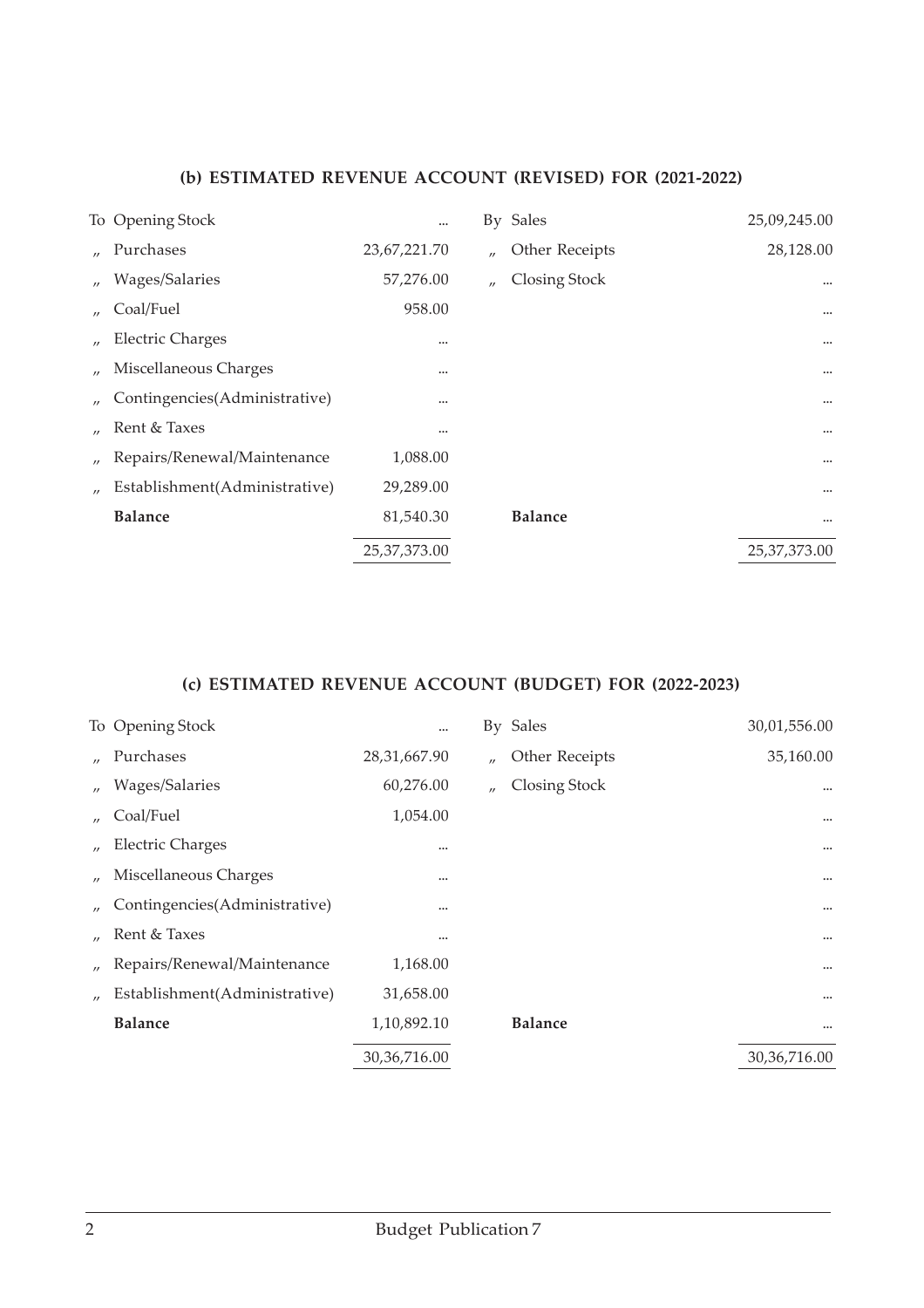### (b) ESTIMATED REVENUE ACCOUNT (REVISED) FOR (2021-2022)

| | | | | |
|---|---|---|---|---|
| To Opening Stock | ... | By Sales | 25,09,245.00 |
| „ Purchases | 23,67,221.70 | „ Other Receipts | 28,128.00 |
| „ Wages/Salaries | 57,276.00 | „ Closing Stock | ... |
| „ Coal/Fuel | 958.00 | | ... |
| „ Electric Charges | ... | | ... |
| „ Miscellaneous Charges | ... | | ... |
| „ Contingencies(Administrative) | ... | | ... |
| „ Rent & Taxes | ... | | ... |
| „ Repairs/Renewal/Maintenance | 1,088.00 | | ... |
| „ Establishment(Administrative) | 29,289.00 | | ... |
| **Balance** | 81,540.30 | **Balance** | ... |
| | 25,37,373.00 | | 25,37,373.00 |

### (c) ESTIMATED REVENUE ACCOUNT (BUDGET) FOR (2022-2023)

| | | | |
|---|---|---|---|
| To Opening Stock | ... | By Sales | 30,01,556.00 |
| „ Purchases | 28,31,667.90 | „ Other Receipts | 35,160.00 |
| „ Wages/Salaries | 60,276.00 | „ Closing Stock | ... |
| „ Coal/Fuel | 1,054.00 | | ... |
| „ Electric Charges | ... | | ... |
| „ Miscellaneous Charges | ... | | ... |
| „ Contingencies(Administrative) | ... | | ... |
| „ Rent & Taxes | ... | | ... |
| „ Repairs/Renewal/Maintenance | 1,168.00 | | ... |
| „ Establishment(Administrative) | 31,658.00 | | ... |
| **Balance** | 1,10,892.10 | **Balance** | ... |
| | 30,36,716.00 | | 30,36,716.00 |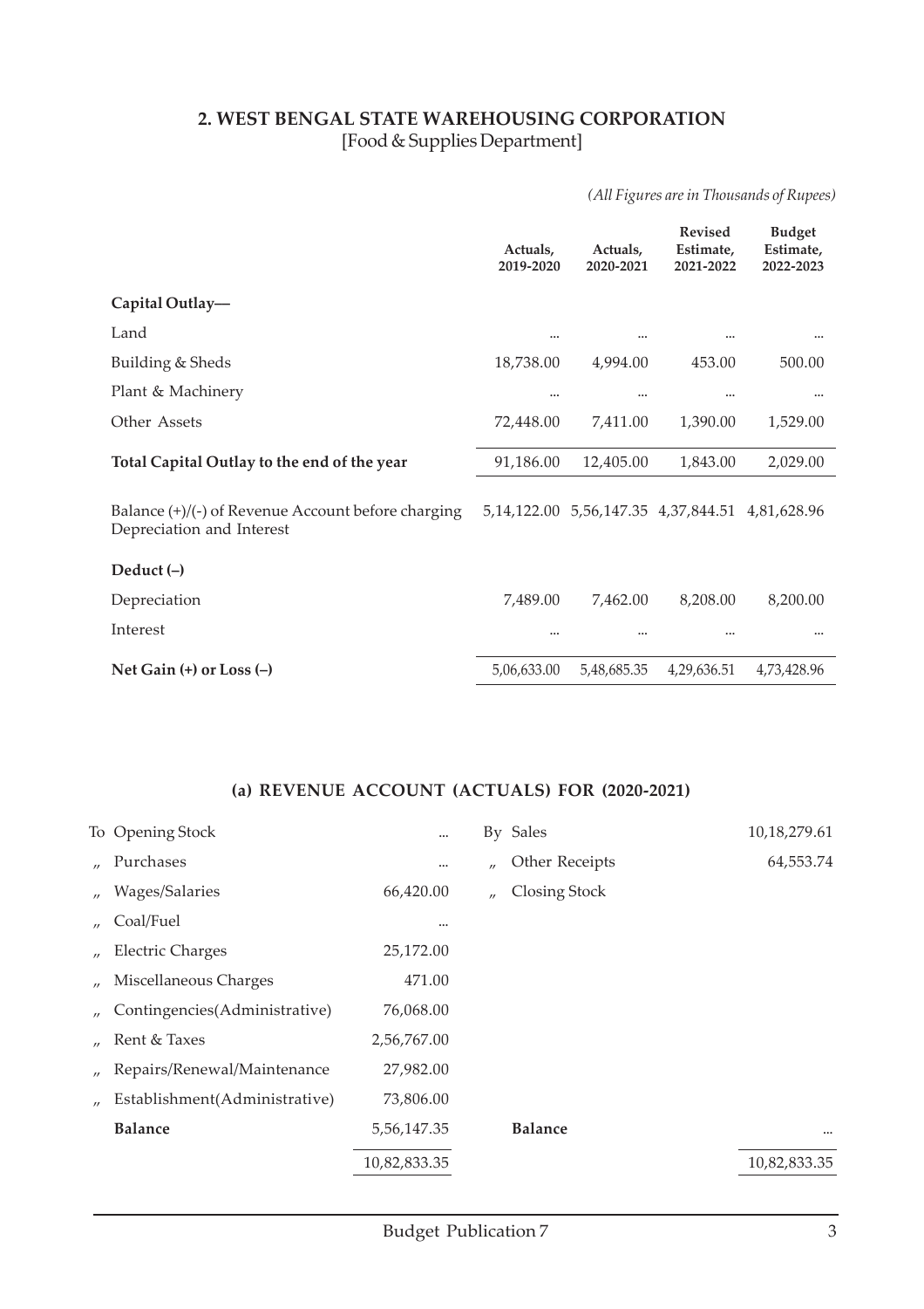## 2. WEST BENGAL STATE WAREHOUSING CORPORATION
[Food & Supplies Department]

*(All Figures are in Thousands of Rupees)*

| | Actuals, 2019-2020 | Actuals, 2020-2021 | Revised Estimate, 2021-2022 | Budget Estimate, 2022-2023 |
|---|---|---|---|---|
| **Capital Outlay—** | | | | |
| Land | ... | ... | ... | ... |
| Building & Sheds | 18,738.00 | 4,994.00 | 453.00 | 500.00 |
| Plant & Machinery | ... | ... | ... | ... |
| Other Assets | 72,448.00 | 7,411.00 | 1,390.00 | 1,529.00 |
| **Total Capital Outlay to the end of the year** | 91,186.00 | 12,405.00 | 1,843.00 | 2,029.00 |
| Balance (+)/(-) of Revenue Account before charging Depreciation and Interest | 5,14,122.00 | 5,56,147.35 | 4,37,844.51 | 4,81,628.96 |
| **Deduct (–)** | | | | |
| Depreciation | 7,489.00 | 7,462.00 | 8,208.00 | 8,200.00 |
| Interest | ... | ... | ... | ... |
| **Net Gain (+) or Loss (–)** | 5,06,633.00 | 5,48,685.35 | 4,29,636.51 | 4,73,428.96 |

### (a) REVENUE ACCOUNT (ACTUALS) FOR (2020-2021)

| | | | | | |
|---|---|---|---|---|---|
| To | Opening Stock | ... | By | Sales | 10,18,279.61 |
| „ | Purchases | ... | „ | Other Receipts | 64,553.74 |
| „ | Wages/Salaries | 66,420.00 | „ | Closing Stock | |
| „ | Coal/Fuel | ... | | | |
| „ | Electric Charges | 25,172.00 | | | |
| „ | Miscellaneous Charges | 471.00 | | | |
| „ | Contingencies(Administrative) | 76,068.00 | | | |
| „ | Rent & Taxes | 2,56,767.00 | | | |
| „ | Repairs/Renewal/Maintenance | 27,982.00 | | | |
| „ | Establishment(Administrative) | 73,806.00 | | | |
| | **Balance** | 5,56,147.35 | | **Balance** | ... |
| | | 10,82,833.35 | | | 10,82,833.35 |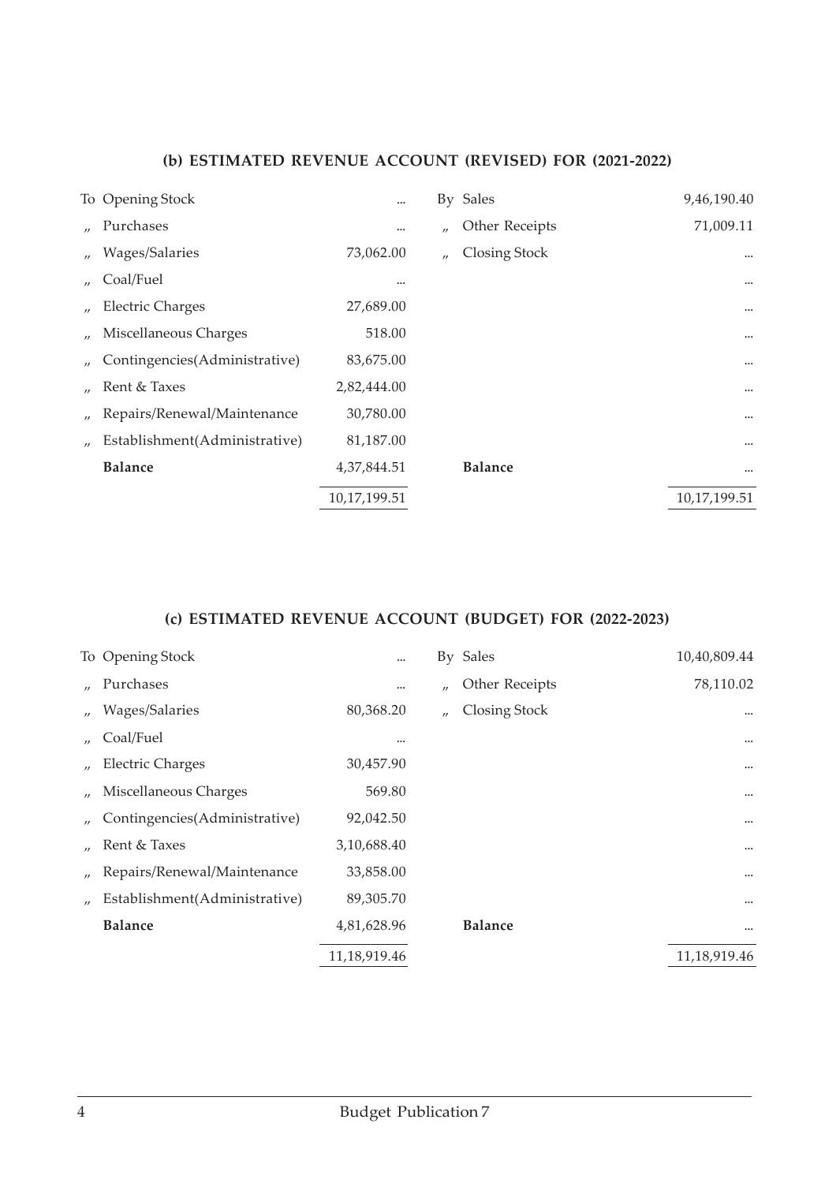### (b) ESTIMATED REVENUE ACCOUNT (REVISED) FOR (2021-2022)

| | | | | | |
|---|---|---|---|---|---|
| To | Opening Stock | ... | By | Sales | 9,46,190.40 |
| ,, | Purchases | ... | ,, | Other Receipts | 71,009.11 |
| ,, | Wages/Salaries | 73,062.00 | ,, | Closing Stock | ... |
| ,, | Coal/Fuel | ... | | | ... |
| ,, | Electric Charges | 27,689.00 | | | ... |
| ,, | Miscellaneous Charges | 518.00 | | | ... |
| ,, | Contingencies(Administrative) | 83,675.00 | | | ... |
| ,, | Rent & Taxes | 2,82,444.00 | | | ... |
| ,, | Repairs/Renewal/Maintenance | 30,780.00 | | | ... |
| ,, | Establishment(Administrative) | 81,187.00 | | | ... |
| | **Balance** | 4,37,844.51 | | **Balance** | ... |
| | | 10,17,199.51 | | | 10,17,199.51 |

### (c) ESTIMATED REVENUE ACCOUNT (BUDGET) FOR (2022-2023)

| | | | | | |
|---|---|---|---|---|---|
| To | Opening Stock | ... | By | Sales | 10,40,809.44 |
| ,, | Purchases | ... | ,, | Other Receipts | 78,110.02 |
| ,, | Wages/Salaries | 80,368.20 | ,, | Closing Stock | ... |
| ,, | Coal/Fuel | ... | | | ... |
| ,, | Electric Charges | 30,457.90 | | | ... |
| ,, | Miscellaneous Charges | 569.80 | | | ... |
| ,, | Contingencies(Administrative) | 92,042.50 | | | ... |
| ,, | Rent & Taxes | 3,10,688.40 | | | ... |
| ,, | Repairs/Renewal/Maintenance | 33,858.00 | | | ... |
| ,, | Establishment(Administrative) | 89,305.70 | | | ... |
| | **Balance** | 4,81,628.96 | | **Balance** | ... |
| | | 11,18,919.46 | | | 11,18,919.46 |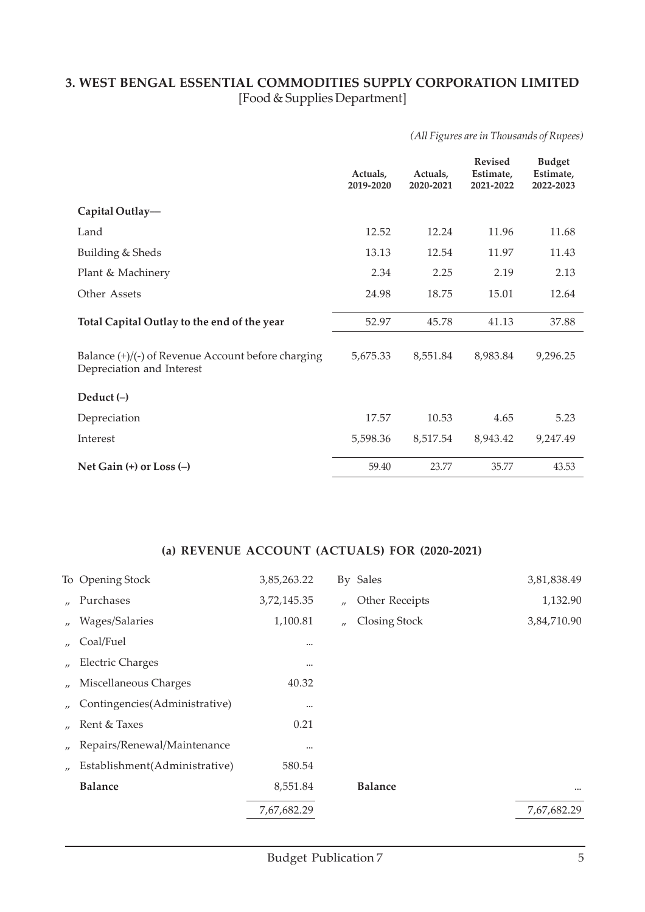## 3. WEST BENGAL ESSENTIAL COMMODITIES SUPPLY CORPORATION LIMITED

[Food & Supplies Department]

*(All Figures are in Thousands of Rupees)*

| | Actuals, 2019-2020 | Actuals, 2020-2021 | Revised Estimate, 2021-2022 | Budget Estimate, 2022-2023 |
|---|---|---|---|---|
| **Capital Outlay—** | | | | |
| Land | 12.52 | 12.24 | 11.96 | 11.68 |
| Building & Sheds | 13.13 | 12.54 | 11.97 | 11.43 |
| Plant & Machinery | 2.34 | 2.25 | 2.19 | 2.13 |
| Other Assets | 24.98 | 18.75 | 15.01 | 12.64 |
| **Total Capital Outlay to the end of the year** | 52.97 | 45.78 | 41.13 | 37.88 |
| Balance (+)/(-) of Revenue Account before charging Depreciation and Interest | 5,675.33 | 8,551.84 | 8,983.84 | 9,296.25 |
| **Deduct (–)** | | | | |
| Depreciation | 17.57 | 10.53 | 4.65 | 5.23 |
| Interest | 5,598.36 | 8,517.54 | 8,943.42 | 9,247.49 |
| **Net Gain (+) or Loss (–)** | 59.40 | 23.77 | 35.77 | 43.53 |

### (a) REVENUE ACCOUNT (ACTUALS) FOR (2020-2021)

| | | | | |
|---|---|---|---|---|
| To | Opening Stock | 3,85,263.22 | By Sales | 3,81,838.49 |
| " | Purchases | 3,72,145.35 | " Other Receipts | 1,132.90 |
| " | Wages/Salaries | 1,100.81 | " Closing Stock | 3,84,710.90 |
| " | Coal/Fuel | ... | | |
| " | Electric Charges | ... | | |
| " | Miscellaneous Charges | 40.32 | | |
| " | Contingencies(Administrative) | ... | | |
| " | Rent & Taxes | 0.21 | | |
| " | Repairs/Renewal/Maintenance | ... | | |
| " | Establishment(Administrative) | 580.54 | | |
| | **Balance** | 8,551.84 | **Balance** | ... |
| | | 7,67,682.29 | | 7,67,682.29 |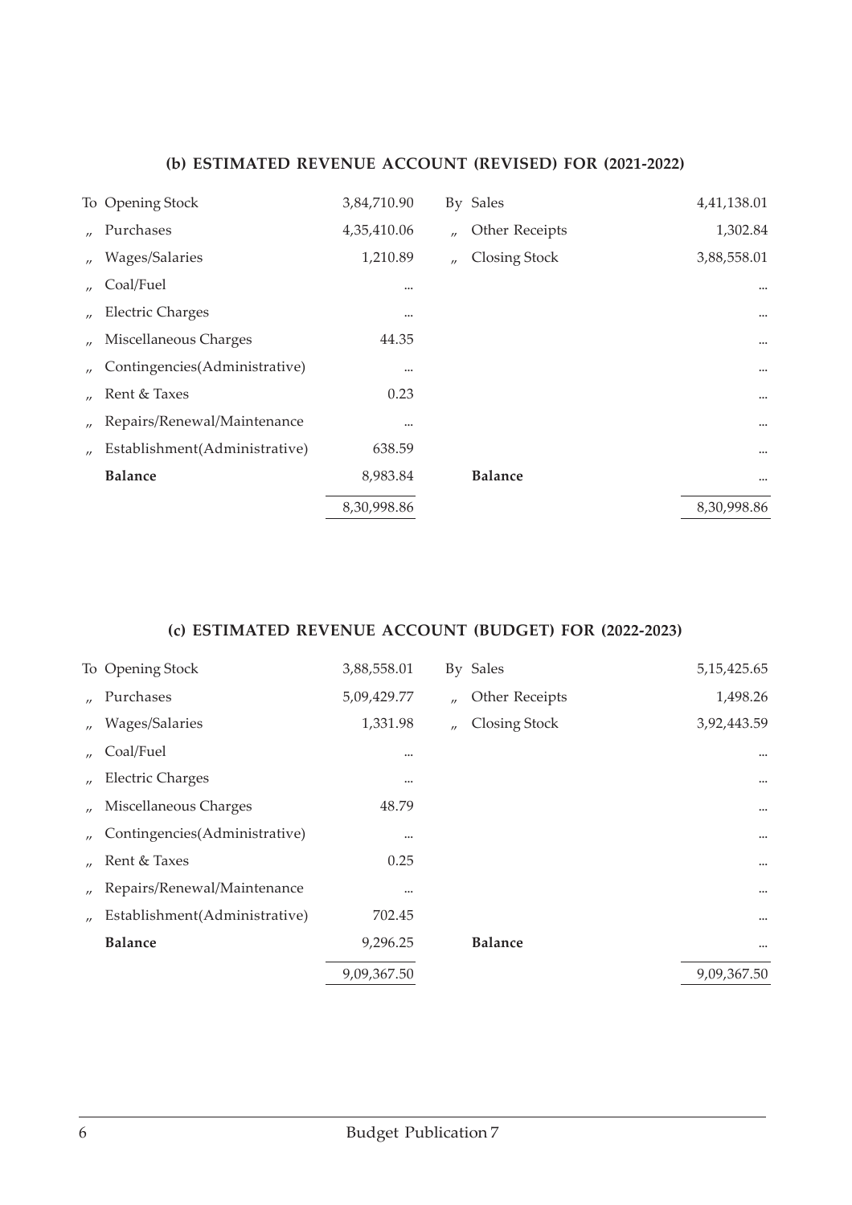### (b) ESTIMATED REVENUE ACCOUNT (REVISED) FOR (2021-2022)

| | | | | |
|---|---|---|---|---|
| To Opening Stock | 3,84,710.90 | By Sales | 4,41,138.01 |
| „ Purchases | 4,35,410.06 | „ Other Receipts | 1,302.84 |
| „ Wages/Salaries | 1,210.89 | „ Closing Stock | 3,88,558.01 |
| „ Coal/Fuel | ... | | ... |
| „ Electric Charges | ... | | ... |
| „ Miscellaneous Charges | 44.35 | | ... |
| „ Contingencies(Administrative) | ... | | ... |
| „ Rent & Taxes | 0.23 | | ... |
| „ Repairs/Renewal/Maintenance | ... | | ... |
| „ Establishment(Administrative) | 638.59 | | ... |
| **Balance** | 8,983.84 | **Balance** | ... |
| | 8,30,998.86 | | 8,30,998.86 |

### (c) ESTIMATED REVENUE ACCOUNT (BUDGET) FOR (2022-2023)

| | | | |
|---|---|---|---|
| To Opening Stock | 3,88,558.01 | By Sales | 5,15,425.65 |
| „ Purchases | 5,09,429.77 | „ Other Receipts | 1,498.26 |
| „ Wages/Salaries | 1,331.98 | „ Closing Stock | 3,92,443.59 |
| „ Coal/Fuel | ... | | ... |
| „ Electric Charges | ... | | ... |
| „ Miscellaneous Charges | 48.79 | | ... |
| „ Contingencies(Administrative) | ... | | ... |
| „ Rent & Taxes | 0.25 | | ... |
| „ Repairs/Renewal/Maintenance | ... | | ... |
| „ Establishment(Administrative) | 702.45 | | ... |
| **Balance** | 9,296.25 | **Balance** | ... |
| | 9,09,367.50 | | 9,09,367.50 |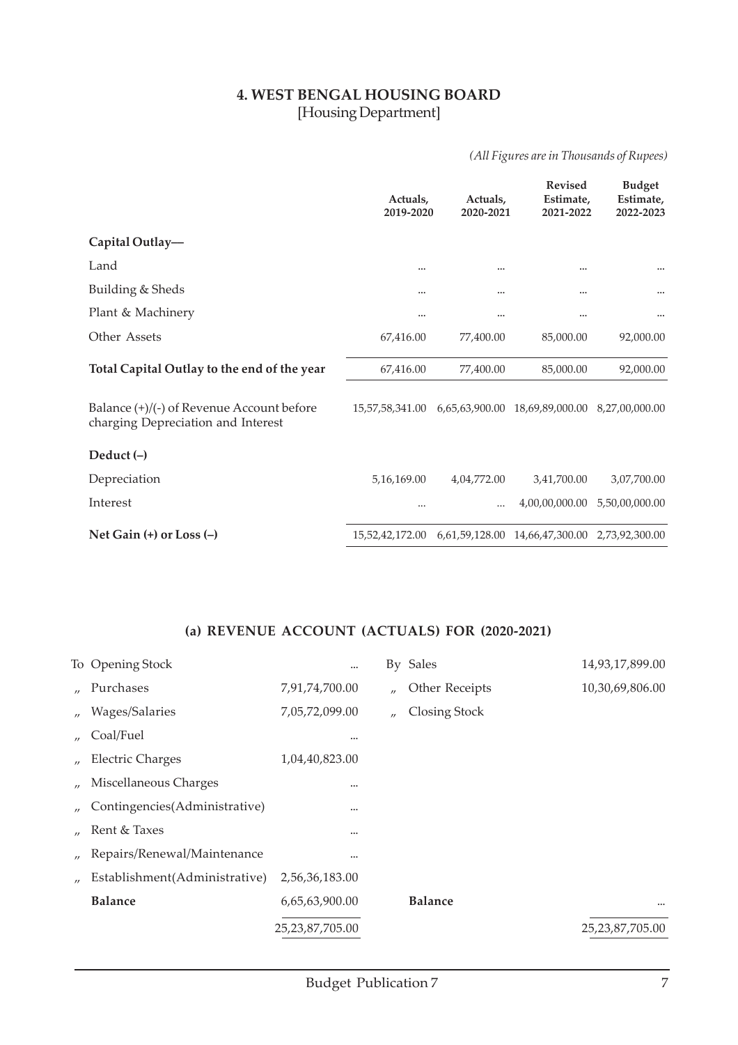## 4. WEST BENGAL HOUSING BOARD
[Housing Department]

*(All Figures are in Thousands of Rupees)*

| | Actuals, 2019-2020 | Actuals, 2020-2021 | Revised Estimate, 2021-2022 | Budget Estimate, 2022-2023 |
|---|---|---|---|---|
| **Capital Outlay—** | | | | |
| Land | ... | ... | ... | ... |
| Building & Sheds | ... | ... | ... | ... |
| Plant & Machinery | ... | ... | ... | ... |
| Other Assets | 67,416.00 | 77,400.00 | 85,000.00 | 92,000.00 |
| **Total Capital Outlay to the end of the year** | 67,416.00 | 77,400.00 | 85,000.00 | 92,000.00 |
| Balance (+)/(-) of Revenue Account before charging Depreciation and Interest | 15,57,58,341.00 | 6,65,63,900.00 | 18,69,89,000.00 | 8,27,00,000.00 |
| **Deduct (–)** | | | | |
| Depreciation | 5,16,169.00 | 4,04,772.00 | 3,41,700.00 | 3,07,700.00 |
| Interest | ... | ... | 4,00,00,000.00 | 5,50,00,000.00 |
| **Net Gain (+) or Loss (–)** | 15,52,42,172.00 | 6,61,59,128.00 | 14,66,47,300.00 | 2,73,92,300.00 |

### (a) REVENUE ACCOUNT (ACTUALS) FOR (2020-2021)

| | | | | | |
|---|---|---|---|---|---|
| To | Opening Stock | ... | By | Sales | 14,93,17,899.00 |
| ,, | Purchases | 7,91,74,700.00 | ,, | Other Receipts | 10,30,69,806.00 |
| ,, | Wages/Salaries | 7,05,72,099.00 | ,, | Closing Stock | |
| ,, | Coal/Fuel | ... | | | |
| ,, | Electric Charges | 1,04,40,823.00 | | | |
| ,, | Miscellaneous Charges | ... | | | |
| ,, | Contingencies(Administrative) | ... | | | |
| ,, | Rent & Taxes | ... | | | |
| ,, | Repairs/Renewal/Maintenance | ... | | | |
| ,, | Establishment(Administrative) | 2,56,36,183.00 | | | |
| | **Balance** | 6,65,63,900.00 | | **Balance** | ... |
| | | 25,23,87,705.00 | | | 25,23,87,705.00 |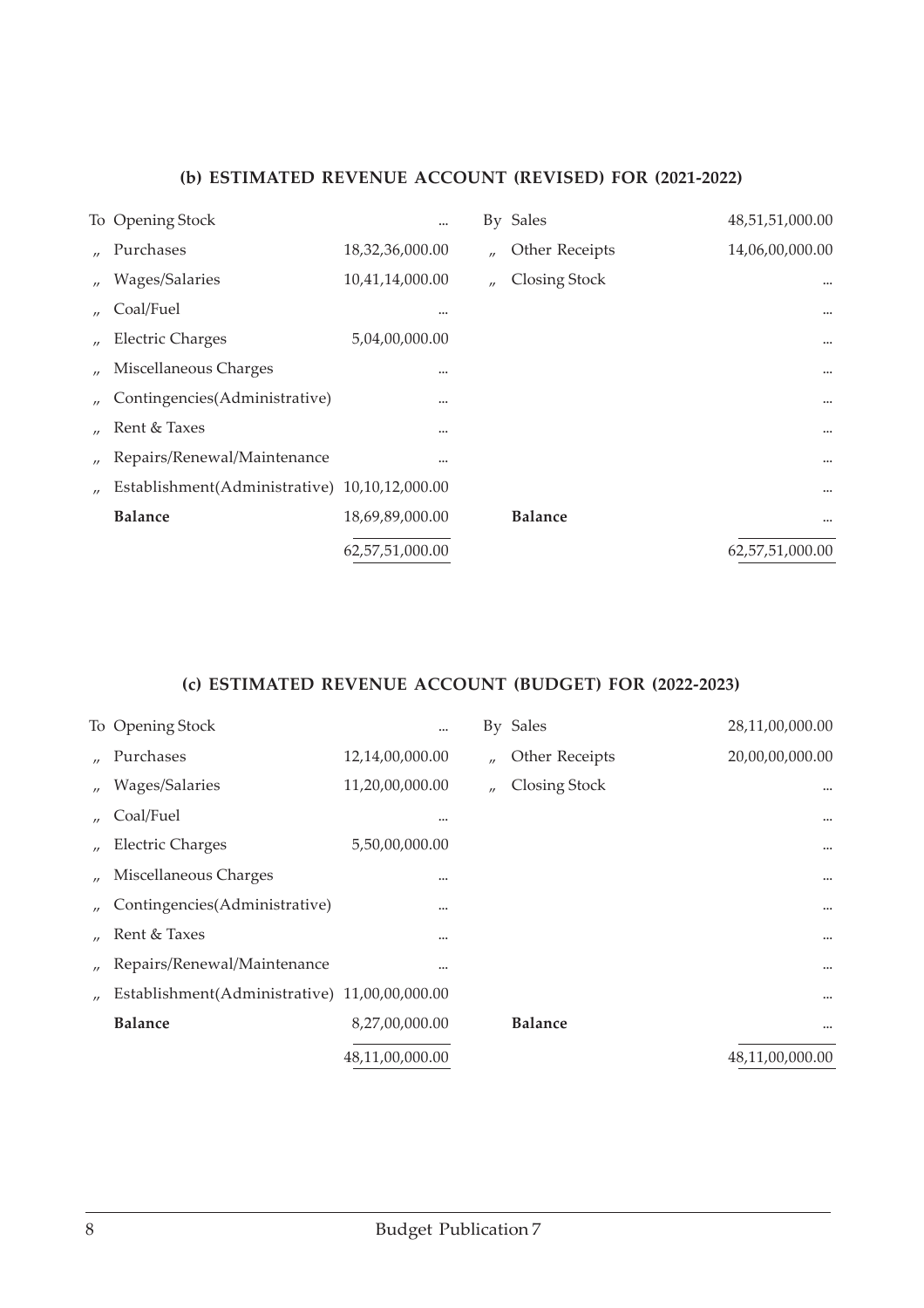### (b) ESTIMATED REVENUE ACCOUNT (REVISED) FOR (2021-2022)

| | | | | |
|---|---|---|---|---|
| To Opening Stock | ... | | By Sales | 48,51,51,000.00 |
| „ Purchases | 18,32,36,000.00 | | „ Other Receipts | 14,06,00,000.00 |
| „ Wages/Salaries | 10,41,14,000.00 | | „ Closing Stock | ... |
| „ Coal/Fuel | ... | | | ... |
| „ Electric Charges | 5,04,00,000.00 | | | ... |
| „ Miscellaneous Charges | ... | | | ... |
| „ Contingencies(Administrative) | ... | | | ... |
| „ Rent & Taxes | ... | | | ... |
| „ Repairs/Renewal/Maintenance | ... | | | ... |
| „ Establishment(Administrative) | 10,10,12,000.00 | | | ... |
| **Balance** | 18,69,89,000.00 | | **Balance** | ... |
| | 62,57,51,000.00 | | | 62,57,51,000.00 |

### (c) ESTIMATED REVENUE ACCOUNT (BUDGET) FOR (2022-2023)

| | | | | |
|---|---|---|---|---|
| To Opening Stock | ... | | By Sales | 28,11,00,000.00 |
| „ Purchases | 12,14,00,000.00 | | „ Other Receipts | 20,00,00,000.00 |
| „ Wages/Salaries | 11,20,00,000.00 | | „ Closing Stock | ... |
| „ Coal/Fuel | ... | | | ... |
| „ Electric Charges | 5,50,00,000.00 | | | ... |
| „ Miscellaneous Charges | ... | | | ... |
| „ Contingencies(Administrative) | ... | | | ... |
| „ Rent & Taxes | ... | | | ... |
| „ Repairs/Renewal/Maintenance | ... | | | ... |
| „ Establishment(Administrative) | 11,00,00,000.00 | | | ... |
| **Balance** | 8,27,00,000.00 | | **Balance** | ... |
| | 48,11,00,000.00 | | | 48,11,00,000.00 |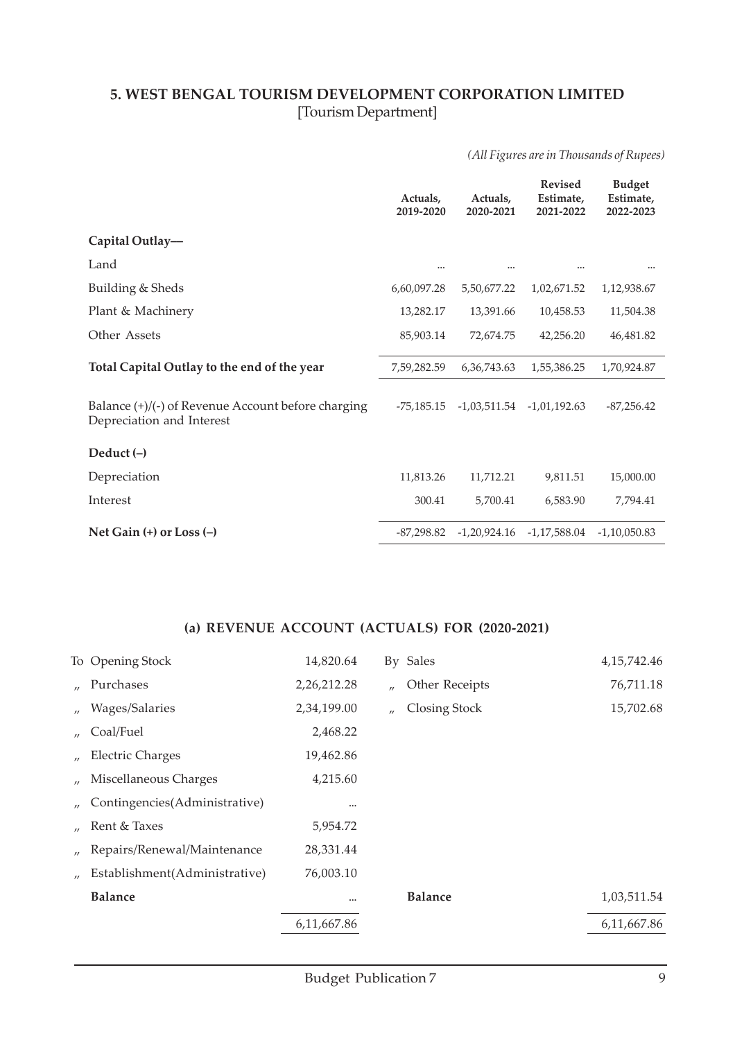## 5. WEST BENGAL TOURISM DEVELOPMENT CORPORATION LIMITED
[Tourism Department]

*(All Figures are in Thousands of Rupees)*

| | Actuals, 2019-2020 | Actuals, 2020-2021 | Revised Estimate, 2021-2022 | Budget Estimate, 2022-2023 |
|---|---|---|---|---|
| **Capital Outlay—** | | | | |
| Land | ... | ... | ... | ... |
| Building & Sheds | 6,60,097.28 | 5,50,677.22 | 1,02,671.52 | 1,12,938.67 |
| Plant & Machinery | 13,282.17 | 13,391.66 | 10,458.53 | 11,504.38 |
| Other Assets | 85,903.14 | 72,674.75 | 42,256.20 | 46,481.82 |
| **Total Capital Outlay to the end of the year** | 7,59,282.59 | 6,36,743.63 | 1,55,386.25 | 1,70,924.87 |
| Balance (+)/(-) of Revenue Account before charging Depreciation and Interest | -75,185.15 | -1,03,511.54 | -1,01,192.63 | -87,256.42 |
| **Deduct (–)** | | | | |
| Depreciation | 11,813.26 | 11,712.21 | 9,811.51 | 15,000.00 |
| Interest | 300.41 | 5,700.41 | 6,583.90 | 7,794.41 |
| **Net Gain (+) or Loss (–)** | -87,298.82 | -1,20,924.16 | -1,17,588.04 | -1,10,050.83 |

### (a) REVENUE ACCOUNT (ACTUALS) FOR (2020-2021)

| | | | |
|---|---|---|---|
| To Opening Stock | 14,820.64 | By Sales | 4,15,742.46 |
| „ Purchases | 2,26,212.28 | „ Other Receipts | 76,711.18 |
| „ Wages/Salaries | 2,34,199.00 | „ Closing Stock | 15,702.68 |
| „ Coal/Fuel | 2,468.22 | | |
| „ Electric Charges | 19,462.86 | | |
| „ Miscellaneous Charges | 4,215.60 | | |
| „ Contingencies(Administrative) | ... | | |
| „ Rent & Taxes | 5,954.72 | | |
| „ Repairs/Renewal/Maintenance | 28,331.44 | | |
| „ Establishment(Administrative) | 76,003.10 | | |
| **Balance** | ... | **Balance** | 1,03,511.54 |
| | 6,11,667.86 | | 6,11,667.86 |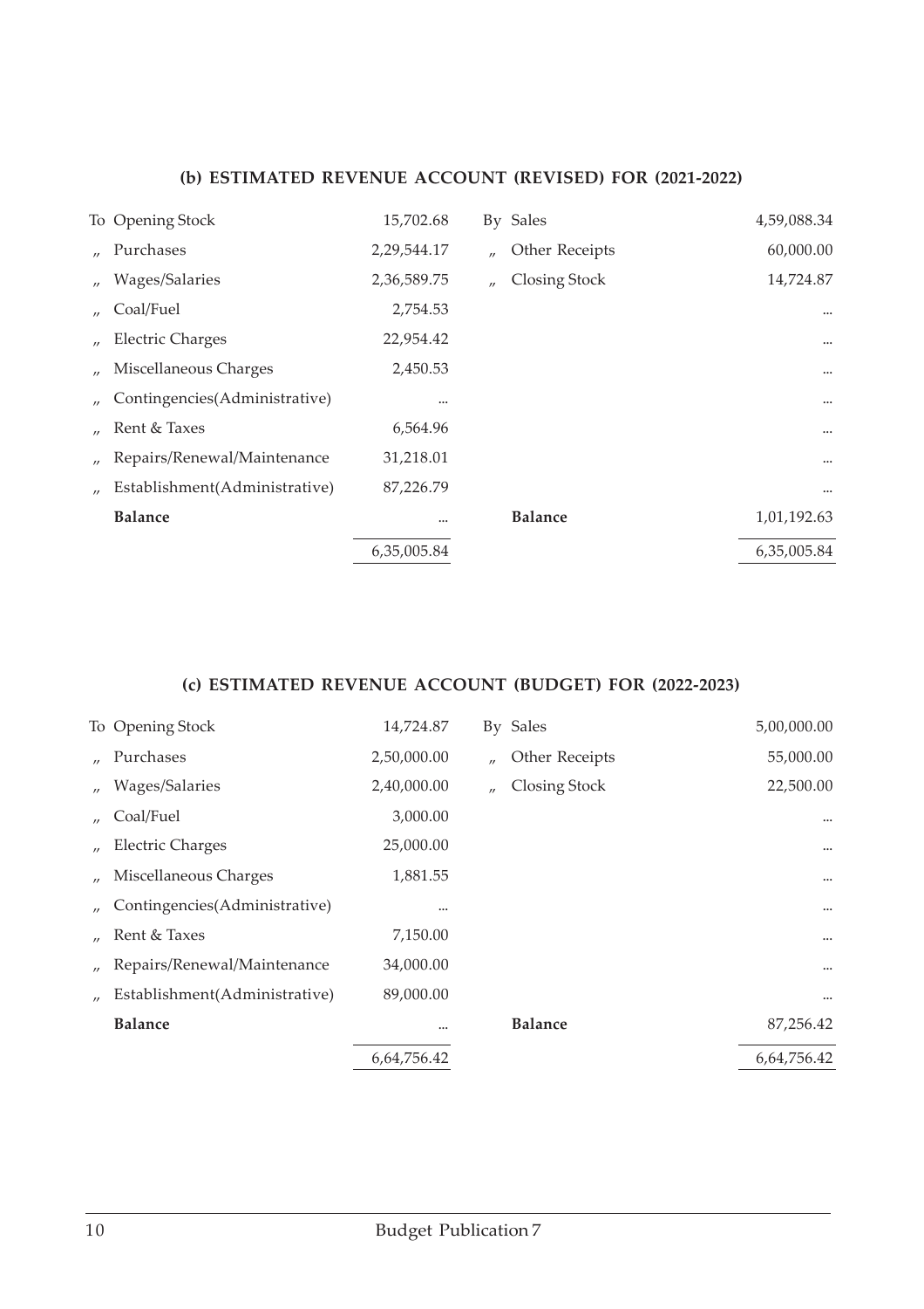### (b) ESTIMATED REVENUE ACCOUNT (REVISED) FOR (2021-2022)

| | | | | |
|---|---|---|---|---|
| To Opening Stock | 15,702.68 | By Sales | 4,59,088.34 |
| ,, Purchases | 2,29,544.17 | ,, Other Receipts | 60,000.00 |
| ,, Wages/Salaries | 2,36,589.75 | ,, Closing Stock | 14,724.87 |
| ,, Coal/Fuel | 2,754.53 | | ... |
| ,, Electric Charges | 22,954.42 | | ... |
| ,, Miscellaneous Charges | 2,450.53 | | ... |
| ,, Contingencies(Administrative) | ... | | ... |
| ,, Rent & Taxes | 6,564.96 | | ... |
| ,, Repairs/Renewal/Maintenance | 31,218.01 | | ... |
| ,, Establishment(Administrative) | 87,226.79 | | ... |
| **Balance** | ... | **Balance** | 1,01,192.63 |
| | 6,35,005.84 | | 6,35,005.84 |

### (c) ESTIMATED REVENUE ACCOUNT (BUDGET) FOR (2022-2023)

| | | | |
|---|---|---|---|
| To Opening Stock | 14,724.87 | By Sales | 5,00,000.00 |
| ,, Purchases | 2,50,000.00 | ,, Other Receipts | 55,000.00 |
| ,, Wages/Salaries | 2,40,000.00 | ,, Closing Stock | 22,500.00 |
| ,, Coal/Fuel | 3,000.00 | | ... |
| ,, Electric Charges | 25,000.00 | | ... |
| ,, Miscellaneous Charges | 1,881.55 | | ... |
| ,, Contingencies(Administrative) | ... | | ... |
| ,, Rent & Taxes | 7,150.00 | | ... |
| ,, Repairs/Renewal/Maintenance | 34,000.00 | | ... |
| ,, Establishment(Administrative) | 89,000.00 | | ... |
| **Balance** | ... | **Balance** | 87,256.42 |
| | 6,64,756.42 | | 6,64,756.42 |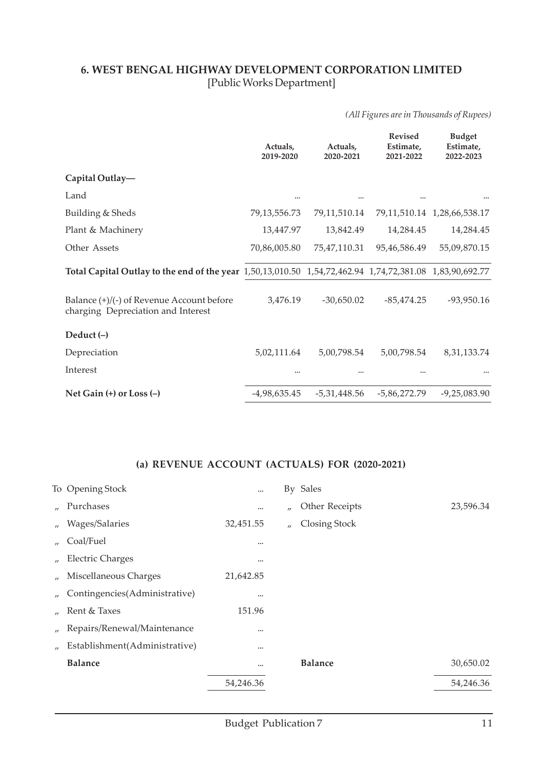## 6. WEST BENGAL HIGHWAY DEVELOPMENT CORPORATION LIMITED

[Public Works Department]

*(All Figures are in Thousands of Rupees)*

| | Actuals, 2019-2020 | Actuals, 2020-2021 | Revised Estimate, 2021-2022 | Budget Estimate, 2022-2023 |
|---|---|---|---|---|
| **Capital Outlay—** | | | | |
| Land | ... | ... | ... | ... |
| Building & Sheds | 79,13,556.73 | 79,11,510.14 | 79,11,510.14 | 1,28,66,538.17 |
| Plant & Machinery | 13,447.97 | 13,842.49 | 14,284.45 | 14,284.45 |
| Other Assets | 70,86,005.80 | 75,47,110.31 | 95,46,586.49 | 55,09,870.15 |
| **Total Capital Outlay to the end of the year** | 1,50,13,010.50 | 1,54,72,462.94 | 1,74,72,381.08 | 1,83,90,692.77 |
| Balance (+)/(-) of Revenue Account before charging Depreciation and Interest | 3,476.19 | -30,650.02 | -85,474.25 | -93,950.16 |
| **Deduct (–)** | | | | |
| Depreciation | 5,02,111.64 | 5,00,798.54 | 5,00,798.54 | 8,31,133.74 |
| Interest | ... | ... | ... | ... |
| **Net Gain (+) or Loss (–)** | -4,98,635.45 | -5,31,448.56 | -5,86,272.79 | -9,25,083.90 |

### (a) REVENUE ACCOUNT (ACTUALS) FOR (2020-2021)

| | | | |
|---|---|---|---|
| To Opening Stock | ... | By Sales | |
| „ Purchases | ... | „ Other Receipts | 23,596.34 |
| „ Wages/Salaries | 32,451.55 | „ Closing Stock | |
| „ Coal/Fuel | ... | | |
| „ Electric Charges | ... | | |
| „ Miscellaneous Charges | 21,642.85 | | |
| „ Contingencies(Administrative) | ... | | |
| „ Rent & Taxes | 151.96 | | |
| „ Repairs/Renewal/Maintenance | ... | | |
| „ Establishment(Administrative) | ... | | |
| **Balance** | ... | **Balance** | 30,650.02 |
| | 54,246.36 | | 54,246.36 |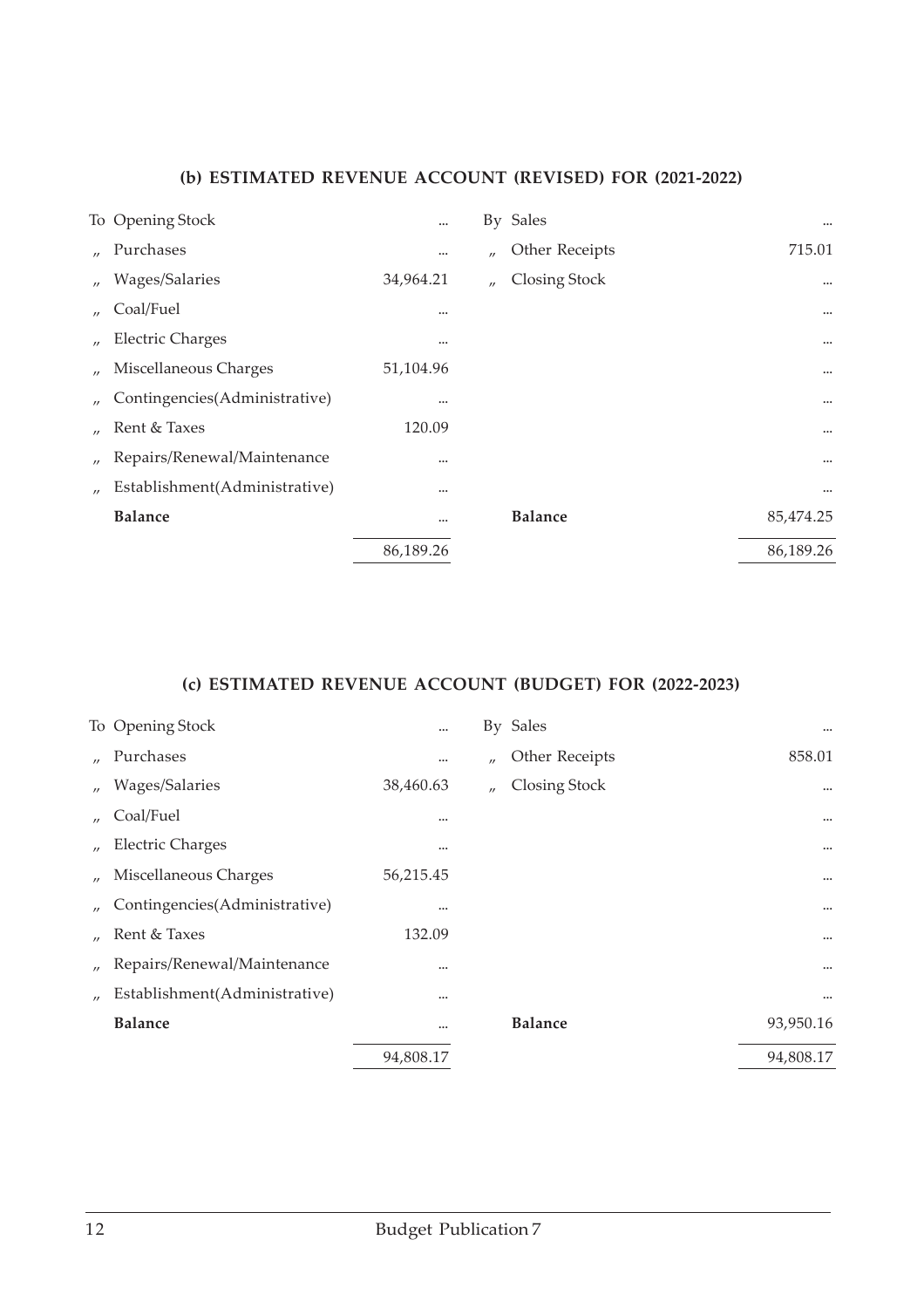### (b) ESTIMATED REVENUE ACCOUNT (REVISED) FOR (2021-2022)

| | | | | |
|---|---|---|---|---|
| To Opening Stock | ... | By Sales | ... |
| ,, Purchases | ... | ,, Other Receipts | 715.01 |
| ,, Wages/Salaries | 34,964.21 | ,, Closing Stock | ... |
| ,, Coal/Fuel | ... | | ... |
| ,, Electric Charges | ... | | ... |
| ,, Miscellaneous Charges | 51,104.96 | | ... |
| ,, Contingencies(Administrative) | ... | | ... |
| ,, Rent & Taxes | 120.09 | | ... |
| ,, Repairs/Renewal/Maintenance | ... | | ... |
| ,, Establishment(Administrative) | ... | | ... |
| **Balance** | ... | **Balance** | 85,474.25 |
| | 86,189.26 | | 86,189.26 |

### (c) ESTIMATED REVENUE ACCOUNT (BUDGET) FOR (2022-2023)

| | | | |
|---|---|---|---|
| To Opening Stock | ... | By Sales | ... |
| ,, Purchases | ... | ,, Other Receipts | 858.01 |
| ,, Wages/Salaries | 38,460.63 | ,, Closing Stock | ... |
| ,, Coal/Fuel | ... | | ... |
| ,, Electric Charges | ... | | ... |
| ,, Miscellaneous Charges | 56,215.45 | | ... |
| ,, Contingencies(Administrative) | ... | | ... |
| ,, Rent & Taxes | 132.09 | | ... |
| ,, Repairs/Renewal/Maintenance | ... | | ... |
| ,, Establishment(Administrative) | ... | | ... |
| **Balance** | ... | **Balance** | 93,950.16 |
| | 94,808.17 | | 94,808.17 |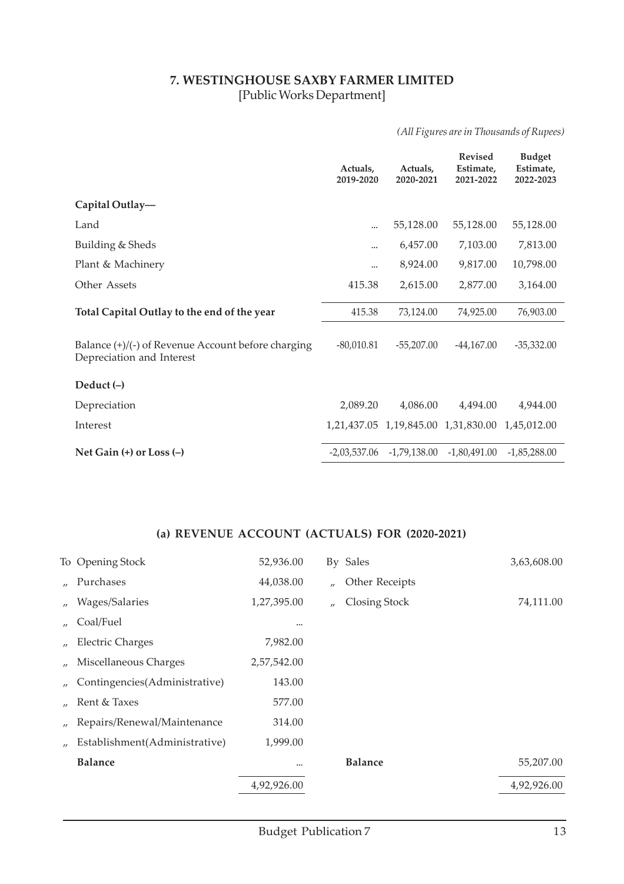# 7. WESTINGHOUSE SAXBY FARMER LIMITED

[Public Works Department]

*(All Figures are in Thousands of Rupees)*

| | Actuals, 2019-2020 | Actuals, 2020-2021 | Revised Estimate, 2021-2022 | Budget Estimate, 2022-2023 |
|---|---|---|---|---|
| **Capital Outlay—** | | | | |
| Land | ... | 55,128.00 | 55,128.00 | 55,128.00 |
| Building & Sheds | ... | 6,457.00 | 7,103.00 | 7,813.00 |
| Plant & Machinery | ... | 8,924.00 | 9,817.00 | 10,798.00 |
| Other Assets | 415.38 | 2,615.00 | 2,877.00 | 3,164.00 |
| **Total Capital Outlay to the end of the year** | 415.38 | 73,124.00 | 74,925.00 | 76,903.00 |
| Balance (+)/(-) of Revenue Account before charging Depreciation and Interest | -80,010.81 | -55,207.00 | -44,167.00 | -35,332.00 |
| **Deduct (–)** | | | | |
| Depreciation | 2,089.20 | 4,086.00 | 4,494.00 | 4,944.00 |
| Interest | 1,21,437.05 | 1,19,845.00 | 1,31,830.00 | 1,45,012.00 |
| **Net Gain (+) or Loss (–)** | -2,03,537.06 | -1,79,138.00 | -1,80,491.00 | -1,85,288.00 |

## (a) REVENUE ACCOUNT (ACTUALS) FOR (2020-2021)

| | | | | |
|---|---|---|---|---|
| To | Opening Stock | 52,936.00 | By Sales | 3,63,608.00 |
| ,, | Purchases | 44,038.00 | ,, Other Receipts | |
| ,, | Wages/Salaries | 1,27,395.00 | ,, Closing Stock | 74,111.00 |
| ,, | Coal/Fuel | ... | | |
| ,, | Electric Charges | 7,982.00 | | |
| ,, | Miscellaneous Charges | 2,57,542.00 | | |
| ,, | Contingencies(Administrative) | 143.00 | | |
| ,, | Rent & Taxes | 577.00 | | |
| ,, | Repairs/Renewal/Maintenance | 314.00 | | |
| ,, | Establishment(Administrative) | 1,999.00 | | |
| | **Balance** | ... | **Balance** | 55,207.00 |
| | | 4,92,926.00 | | 4,92,926.00 |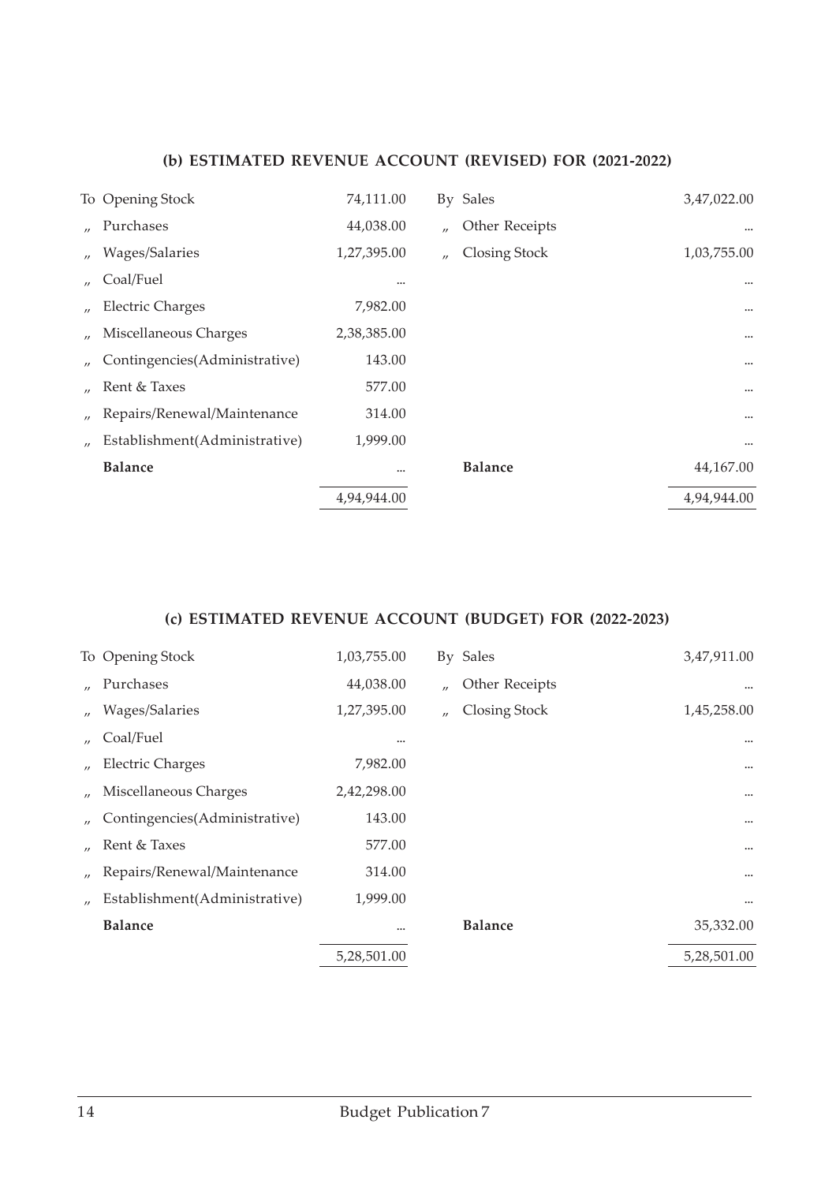### (b) ESTIMATED REVENUE ACCOUNT (REVISED) FOR (2021-2022)

| | | | | |
|---|---|---|---|---|
| To Opening Stock | 74,111.00 | | By Sales | 3,47,022.00 |
| " Purchases | 44,038.00 | | " Other Receipts | ... |
| " Wages/Salaries | 1,27,395.00 | | " Closing Stock | 1,03,755.00 |
| " Coal/Fuel | ... | | | ... |
| " Electric Charges | 7,982.00 | | | ... |
| " Miscellaneous Charges | 2,38,385.00 | | | ... |
| " Contingencies(Administrative) | 143.00 | | | ... |
| " Rent & Taxes | 577.00 | | | ... |
| " Repairs/Renewal/Maintenance | 314.00 | | | ... |
| " Establishment(Administrative) | 1,999.00 | | | ... |
| **Balance** | ... | | **Balance** | 44,167.00 |
| | 4,94,944.00 | | | 4,94,944.00 |

### (c) ESTIMATED REVENUE ACCOUNT (BUDGET) FOR (2022-2023)

| | | | | |
|---|---|---|---|---|
| To Opening Stock | 1,03,755.00 | | By Sales | 3,47,911.00 |
| " Purchases | 44,038.00 | | " Other Receipts | ... |
| " Wages/Salaries | 1,27,395.00 | | " Closing Stock | 1,45,258.00 |
| " Coal/Fuel | ... | | | ... |
| " Electric Charges | 7,982.00 | | | ... |
| " Miscellaneous Charges | 2,42,298.00 | | | ... |
| " Contingencies(Administrative) | 143.00 | | | ... |
| " Rent & Taxes | 577.00 | | | ... |
| " Repairs/Renewal/Maintenance | 314.00 | | | ... |
| " Establishment(Administrative) | 1,999.00 | | | ... |
| **Balance** | ... | | **Balance** | 35,332.00 |
| | 5,28,501.00 | | | 5,28,501.00 |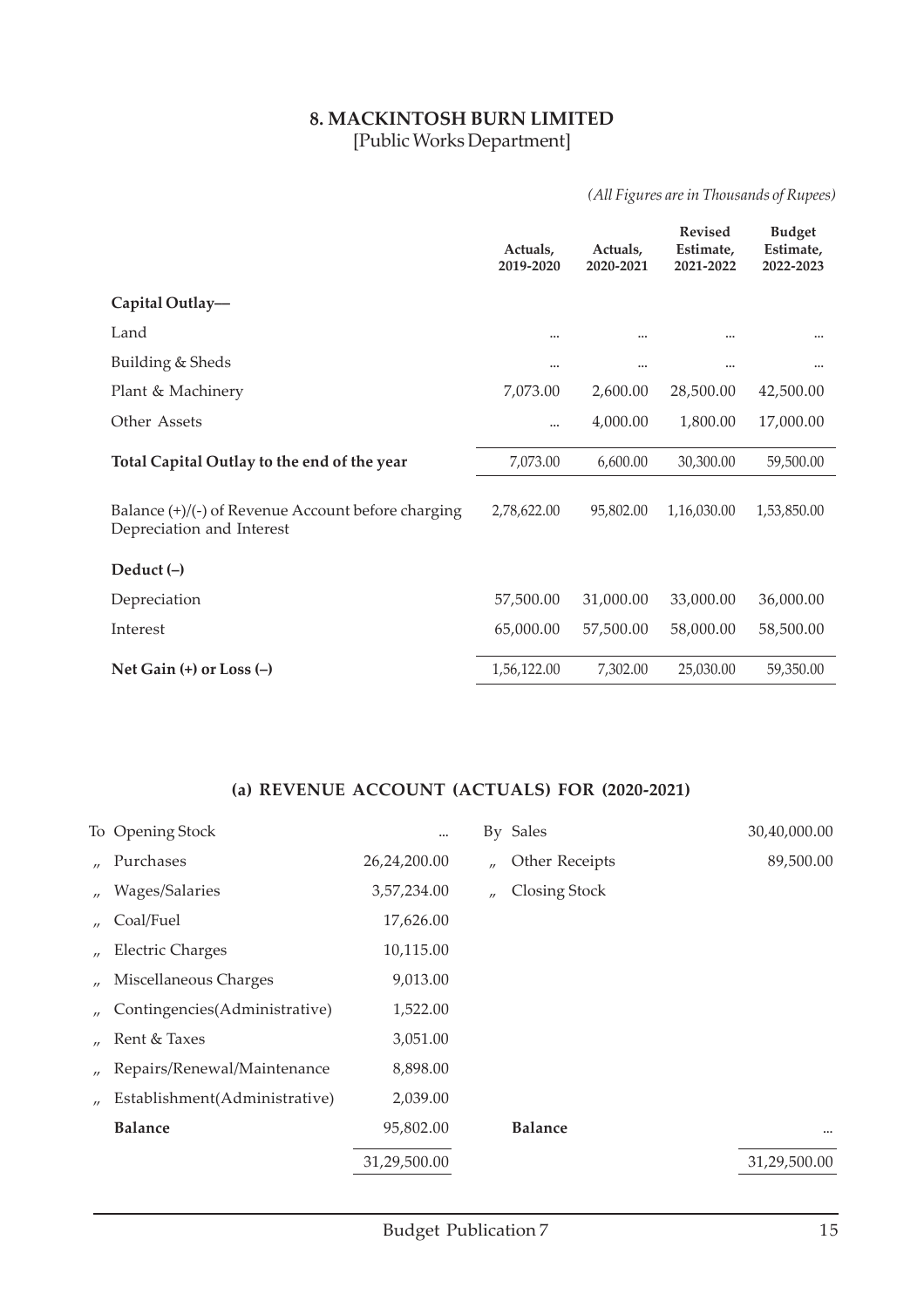## 8. MACKINTOSH BURN LIMITED

[Public Works Department]

*(All Figures are in Thousands of Rupees)*

| | Actuals, 2019-2020 | Actuals, 2020-2021 | Revised Estimate, 2021-2022 | Budget Estimate, 2022-2023 |
|---|---|---|---|---|
| **Capital Outlay—** | | | | |
| Land | ... | ... | ... | ... |
| Building & Sheds | ... | ... | ... | ... |
| Plant & Machinery | 7,073.00 | 2,600.00 | 28,500.00 | 42,500.00 |
| Other Assets | ... | 4,000.00 | 1,800.00 | 17,000.00 |
| **Total Capital Outlay to the end of the year** | 7,073.00 | 6,600.00 | 30,300.00 | 59,500.00 |
| Balance (+)/(-) of Revenue Account before charging Depreciation and Interest | 2,78,622.00 | 95,802.00 | 1,16,030.00 | 1,53,850.00 |
| **Deduct (–)** | | | | |
| Depreciation | 57,500.00 | 31,000.00 | 33,000.00 | 36,000.00 |
| Interest | 65,000.00 | 57,500.00 | 58,000.00 | 58,500.00 |
| **Net Gain (+) or Loss (–)** | 1,56,122.00 | 7,302.00 | 25,030.00 | 59,350.00 |

### (a) REVENUE ACCOUNT (ACTUALS) FOR (2020-2021)

| | | | |
|---|---|---|---|
| To Opening Stock | ... | By Sales | 30,40,000.00 |
| " Purchases | 26,24,200.00 | " Other Receipts | 89,500.00 |
| " Wages/Salaries | 3,57,234.00 | " Closing Stock | |
| " Coal/Fuel | 17,626.00 | | |
| " Electric Charges | 10,115.00 | | |
| " Miscellaneous Charges | 9,013.00 | | |
| " Contingencies(Administrative) | 1,522.00 | | |
| " Rent & Taxes | 3,051.00 | | |
| " Repairs/Renewal/Maintenance | 8,898.00 | | |
| " Establishment(Administrative) | 2,039.00 | | |
| **Balance** | 95,802.00 | **Balance** | ... |
| | 31,29,500.00 | | 31,29,500.00 |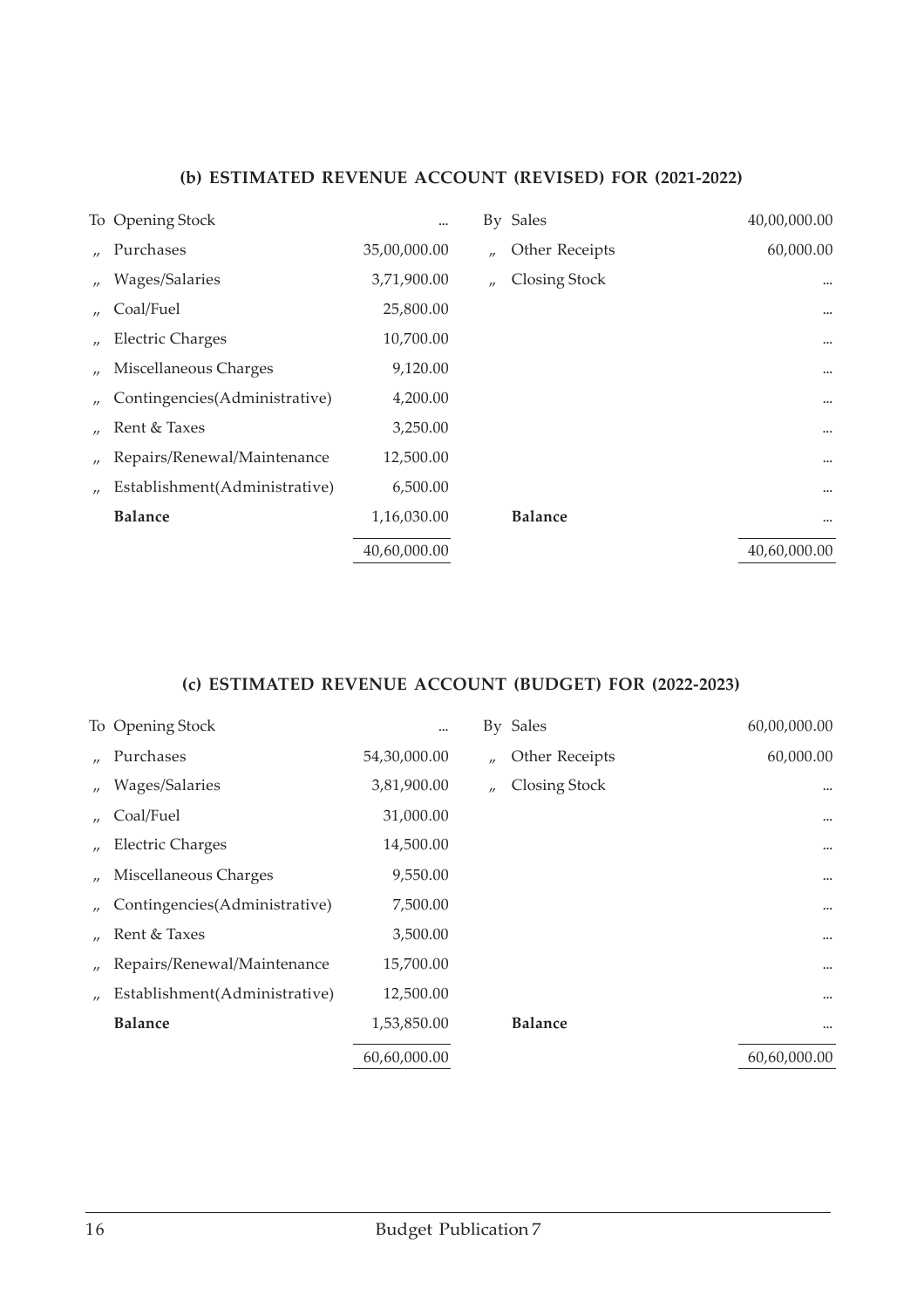### (b) ESTIMATED REVENUE ACCOUNT (REVISED) FOR (2021-2022)

| | | | | |
|---|---|---|---|---|
| To Opening Stock | ... | | By Sales | 40,00,000.00 |
| „ Purchases | 35,00,000.00 | | „ Other Receipts | 60,000.00 |
| „ Wages/Salaries | 3,71,900.00 | | „ Closing Stock | ... |
| „ Coal/Fuel | 25,800.00 | | | ... |
| „ Electric Charges | 10,700.00 | | | ... |
| „ Miscellaneous Charges | 9,120.00 | | | ... |
| „ Contingencies(Administrative) | 4,200.00 | | | ... |
| „ Rent & Taxes | 3,250.00 | | | ... |
| „ Repairs/Renewal/Maintenance | 12,500.00 | | | ... |
| „ Establishment(Administrative) | 6,500.00 | | | ... |
| **Balance** | 1,16,030.00 | | **Balance** | ... |
| | 40,60,000.00 | | | 40,60,000.00 |

### (c) ESTIMATED REVENUE ACCOUNT (BUDGET) FOR (2022-2023)

| | | | | |
|---|---|---|---|---|
| To Opening Stock | ... | | By Sales | 60,00,000.00 |
| „ Purchases | 54,30,000.00 | | „ Other Receipts | 60,000.00 |
| „ Wages/Salaries | 3,81,900.00 | | „ Closing Stock | ... |
| „ Coal/Fuel | 31,000.00 | | | ... |
| „ Electric Charges | 14,500.00 | | | ... |
| „ Miscellaneous Charges | 9,550.00 | | | ... |
| „ Contingencies(Administrative) | 7,500.00 | | | ... |
| „ Rent & Taxes | 3,500.00 | | | ... |
| „ Repairs/Renewal/Maintenance | 15,700.00 | | | ... |
| „ Establishment(Administrative) | 12,500.00 | | | ... |
| **Balance** | 1,53,850.00 | | **Balance** | ... |
| | 60,60,000.00 | | | 60,60,000.00 |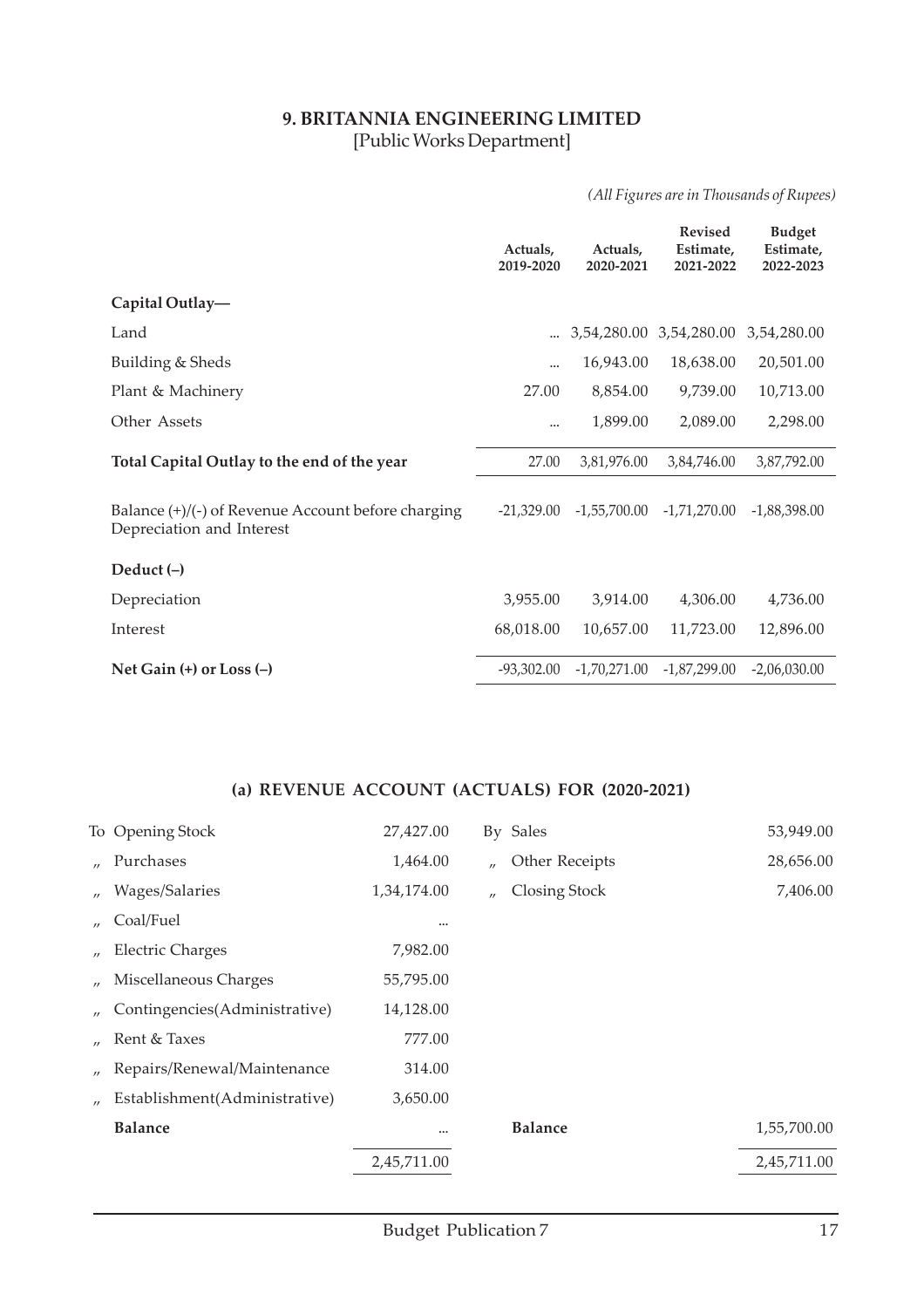## 9. BRITANNIA ENGINEERING LIMITED

[Public Works Department]

*(All Figures are in Thousands of Rupees)*

| | Actuals, 2019-2020 | Actuals, 2020-2021 | Revised Estimate, 2021-2022 | Budget Estimate, 2022-2023 |
|---|---|---|---|---|
| **Capital Outlay—** | | | | |
| Land | ... | 3,54,280.00 | 3,54,280.00 | 3,54,280.00 |
| Building & Sheds | ... | 16,943.00 | 18,638.00 | 20,501.00 |
| Plant & Machinery | 27.00 | 8,854.00 | 9,739.00 | 10,713.00 |
| Other Assets | ... | 1,899.00 | 2,089.00 | 2,298.00 |
| **Total Capital Outlay to the end of the year** | 27.00 | 3,81,976.00 | 3,84,746.00 | 3,87,792.00 |
| Balance (+)/(-) of Revenue Account before charging Depreciation and Interest | -21,329.00 | -1,55,700.00 | -1,71,270.00 | -1,88,398.00 |
| **Deduct (–)** | | | | |
| Depreciation | 3,955.00 | 3,914.00 | 4,306.00 | 4,736.00 |
| Interest | 68,018.00 | 10,657.00 | 11,723.00 | 12,896.00 |
| **Net Gain (+) or Loss (–)** | -93,302.00 | -1,70,271.00 | -1,87,299.00 | -2,06,030.00 |

### (a) REVENUE ACCOUNT (ACTUALS) FOR (2020-2021)

| | | | | |
|---|---|---|---|---|
| To | Opening Stock | 27,427.00 | By Sales | 53,949.00 |
| „ | Purchases | 1,464.00 | „ Other Receipts | 28,656.00 |
| „ | Wages/Salaries | 1,34,174.00 | „ Closing Stock | 7,406.00 |
| „ | Coal/Fuel | ... | | |
| „ | Electric Charges | 7,982.00 | | |
| „ | Miscellaneous Charges | 55,795.00 | | |
| „ | Contingencies(Administrative) | 14,128.00 | | |
| „ | Rent & Taxes | 777.00 | | |
| „ | Repairs/Renewal/Maintenance | 314.00 | | |
| „ | Establishment(Administrative) | 3,650.00 | | |
| | **Balance** | ... | **Balance** | 1,55,700.00 |
| | | 2,45,711.00 | | 2,45,711.00 |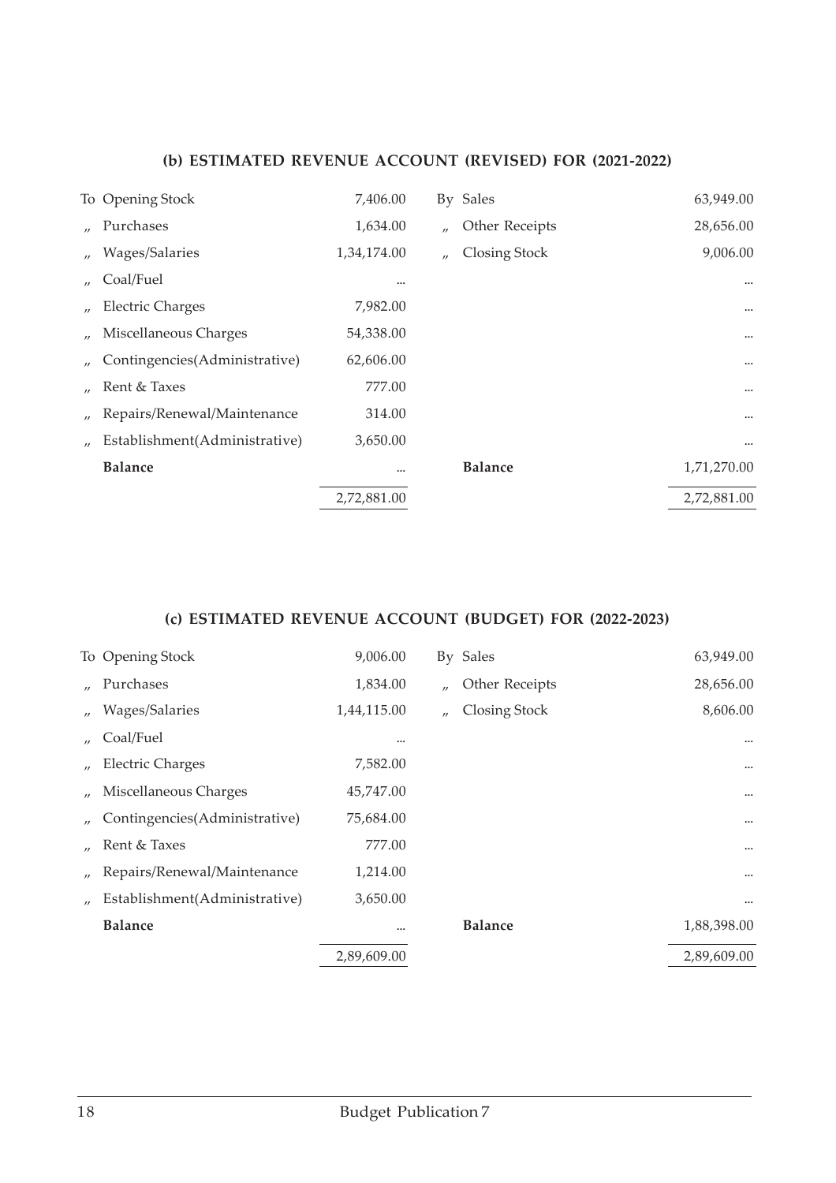### (b) ESTIMATED REVENUE ACCOUNT (REVISED) FOR (2021-2022)

| | | | | |
|---|---|---|---|---|
| To Opening Stock | 7,406.00 | | By Sales | 63,949.00 |
| „ Purchases | 1,634.00 | | „ Other Receipts | 28,656.00 |
| „ Wages/Salaries | 1,34,174.00 | | „ Closing Stock | 9,006.00 |
| „ Coal/Fuel | ... | | | ... |
| „ Electric Charges | 7,982.00 | | | ... |
| „ Miscellaneous Charges | 54,338.00 | | | ... |
| „ Contingencies(Administrative) | 62,606.00 | | | ... |
| „ Rent & Taxes | 777.00 | | | ... |
| „ Repairs/Renewal/Maintenance | 314.00 | | | ... |
| „ Establishment(Administrative) | 3,650.00 | | | ... |
| **Balance** | ... | | **Balance** | 1,71,270.00 |
| | 2,72,881.00 | | | 2,72,881.00 |

### (c) ESTIMATED REVENUE ACCOUNT (BUDGET) FOR (2022-2023)

| | | | | |
|---|---|---|---|---|
| To Opening Stock | 9,006.00 | | By Sales | 63,949.00 |
| „ Purchases | 1,834.00 | | „ Other Receipts | 28,656.00 |
| „ Wages/Salaries | 1,44,115.00 | | „ Closing Stock | 8,606.00 |
| „ Coal/Fuel | ... | | | ... |
| „ Electric Charges | 7,582.00 | | | ... |
| „ Miscellaneous Charges | 45,747.00 | | | ... |
| „ Contingencies(Administrative) | 75,684.00 | | | ... |
| „ Rent & Taxes | 777.00 | | | ... |
| „ Repairs/Renewal/Maintenance | 1,214.00 | | | ... |
| „ Establishment(Administrative) | 3,650.00 | | | ... |
| **Balance** | ... | | **Balance** | 1,88,398.00 |
| | 2,89,609.00 | | | 2,89,609.00 |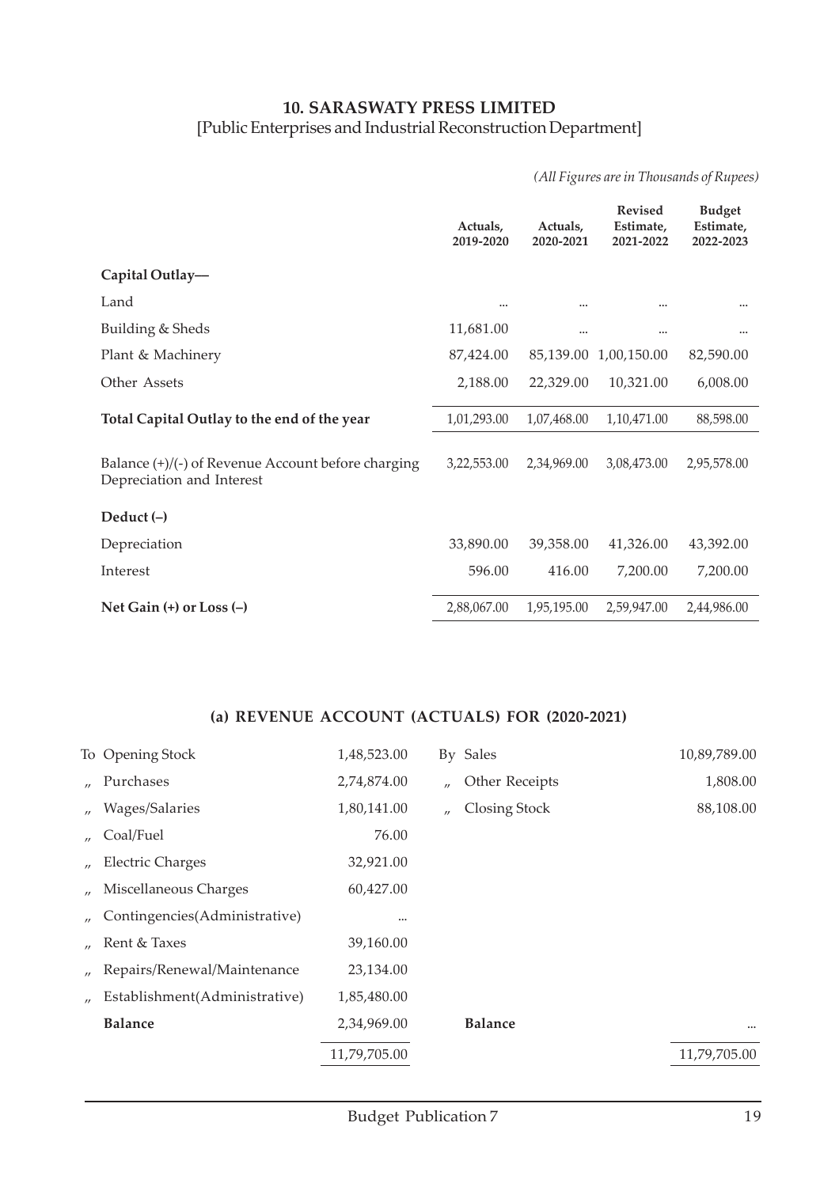## 10. SARASWATY PRESS LIMITED

[Public Enterprises and Industrial Reconstruction Department]

*(All Figures are in Thousands of Rupees)*

| | Actuals, 2019-2020 | Actuals, 2020-2021 | Revised Estimate, 2021-2022 | Budget Estimate, 2022-2023 |
|---|---|---|---|---|
| **Capital Outlay—** | | | | |
| Land | ... | ... | ... | ... |
| Building & Sheds | 11,681.00 | ... | ... | ... |
| Plant & Machinery | 87,424.00 | 85,139.00 | 1,00,150.00 | 82,590.00 |
| Other Assets | 2,188.00 | 22,329.00 | 10,321.00 | 6,008.00 |
| **Total Capital Outlay to the end of the year** | 1,01,293.00 | 1,07,468.00 | 1,10,471.00 | 88,598.00 |
| Balance (+)/(-) of Revenue Account before charging Depreciation and Interest | 3,22,553.00 | 2,34,969.00 | 3,08,473.00 | 2,95,578.00 |
| **Deduct (–)** | | | | |
| Depreciation | 33,890.00 | 39,358.00 | 41,326.00 | 43,392.00 |
| Interest | 596.00 | 416.00 | 7,200.00 | 7,200.00 |
| **Net Gain (+) or Loss (–)** | 2,88,067.00 | 1,95,195.00 | 2,59,947.00 | 2,44,986.00 |

### (a) REVENUE ACCOUNT (ACTUALS) FOR (2020-2021)

| | | | | | |
|---|---|---|---|---|---|
| To | Opening Stock | 1,48,523.00 | By | Sales | 10,89,789.00 |
| ,, | Purchases | 2,74,874.00 | ,, | Other Receipts | 1,808.00 |
| ,, | Wages/Salaries | 1,80,141.00 | ,, | Closing Stock | 88,108.00 |
| ,, | Coal/Fuel | 76.00 | | | |
| ,, | Electric Charges | 32,921.00 | | | |
| ,, | Miscellaneous Charges | 60,427.00 | | | |
| ,, | Contingencies(Administrative) | ... | | | |
| ,, | Rent & Taxes | 39,160.00 | | | |
| ,, | Repairs/Renewal/Maintenance | 23,134.00 | | | |
| ,, | Establishment(Administrative) | 1,85,480.00 | | | |
| | **Balance** | 2,34,969.00 | | **Balance** | ... |
| | | 11,79,705.00 | | | 11,79,705.00 |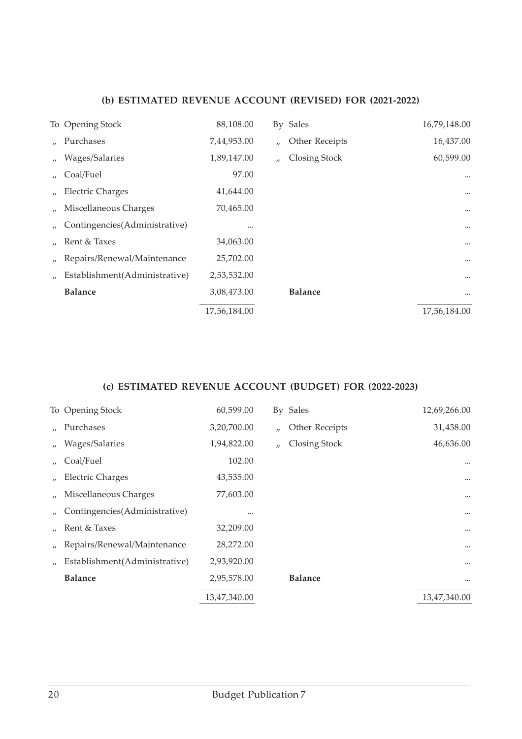### (b) ESTIMATED REVENUE ACCOUNT (REVISED) FOR (2021-2022)

| | | | | |
|---|---|---|---|---|
| To Opening Stock | 88,108.00 | By Sales | 16,79,148.00 |
| „ Purchases | 7,44,953.00 | „ Other Receipts | 16,437.00 |
| „ Wages/Salaries | 1,89,147.00 | „ Closing Stock | 60,599.00 |
| „ Coal/Fuel | 97.00 | | ... |
| „ Electric Charges | 41,644.00 | | ... |
| „ Miscellaneous Charges | 70,465.00 | | ... |
| „ Contingencies(Administrative) | ... | | ... |
| „ Rent & Taxes | 34,063.00 | | ... |
| „ Repairs/Renewal/Maintenance | 25,702.00 | | ... |
| „ Establishment(Administrative) | 2,53,532.00 | | ... |
| **Balance** | 3,08,473.00 | **Balance** | ... |
| | 17,56,184.00 | | 17,56,184.00 |

### (c) ESTIMATED REVENUE ACCOUNT (BUDGET) FOR (2022-2023)

| | | | |
|---|---|---|---|
| To Opening Stock | 60,599.00 | By Sales | 12,69,266.00 |
| „ Purchases | 3,20,700.00 | „ Other Receipts | 31,438.00 |
| „ Wages/Salaries | 1,94,822.00 | „ Closing Stock | 46,636.00 |
| „ Coal/Fuel | 102.00 | | ... |
| „ Electric Charges | 43,535.00 | | ... |
| „ Miscellaneous Charges | 77,603.00 | | ... |
| „ Contingencies(Administrative) | ... | | ... |
| „ Rent & Taxes | 32,209.00 | | ... |
| „ Repairs/Renewal/Maintenance | 28,272.00 | | ... |
| „ Establishment(Administrative) | 2,93,920.00 | | ... |
| **Balance** | 2,95,578.00 | **Balance** | ... |
| | 13,47,340.00 | | 13,47,340.00 |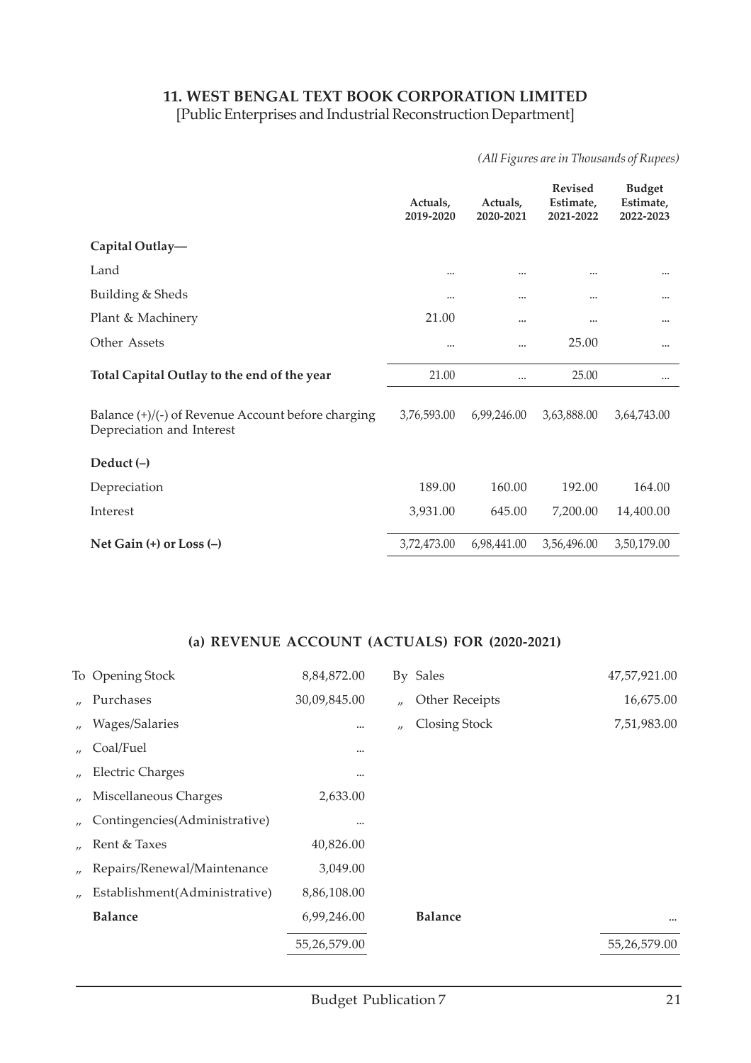## 11. WEST BENGAL TEXT BOOK CORPORATION LIMITED

[Public Enterprises and Industrial Reconstruction Department]

*(All Figures are in Thousands of Rupees)*

| | Actuals, 2019-2020 | Actuals, 2020-2021 | Revised Estimate, 2021-2022 | Budget Estimate, 2022-2023 |
|---|---|---|---|---|
| **Capital Outlay—** | | | | |
| Land | ... | ... | ... | ... |
| Building & Sheds | ... | ... | ... | ... |
| Plant & Machinery | 21.00 | ... | ... | ... |
| Other Assets | ... | ... | 25.00 | ... |
| **Total Capital Outlay to the end of the year** | 21.00 | ... | 25.00 | ... |
| Balance (+)/(-) of Revenue Account before charging Depreciation and Interest | 3,76,593.00 | 6,99,246.00 | 3,63,888.00 | 3,64,743.00 |
| **Deduct (–)** | | | | |
| Depreciation | 189.00 | 160.00 | 192.00 | 164.00 |
| Interest | 3,931.00 | 645.00 | 7,200.00 | 14,400.00 |
| **Net Gain (+) or Loss (–)** | 3,72,473.00 | 6,98,441.00 | 3,56,496.00 | 3,50,179.00 |

### (a) REVENUE ACCOUNT (ACTUALS) FOR (2020-2021)

| | | | | |
|---|---|---|---|---|
| To | Opening Stock | 8,84,872.00 | By Sales | 47,57,921.00 |
| ,, | Purchases | 30,09,845.00 | ,, Other Receipts | 16,675.00 |
| ,, | Wages/Salaries | ... | ,, Closing Stock | 7,51,983.00 |
| ,, | Coal/Fuel | ... | | |
| ,, | Electric Charges | ... | | |
| ,, | Miscellaneous Charges | 2,633.00 | | |
| ,, | Contingencies(Administrative) | ... | | |
| ,, | Rent & Taxes | 40,826.00 | | |
| ,, | Repairs/Renewal/Maintenance | 3,049.00 | | |
| ,, | Establishment(Administrative) | 8,86,108.00 | | |
| | **Balance** | 6,99,246.00 | **Balance** | ... |
| | | 55,26,579.00 | | 55,26,579.00 |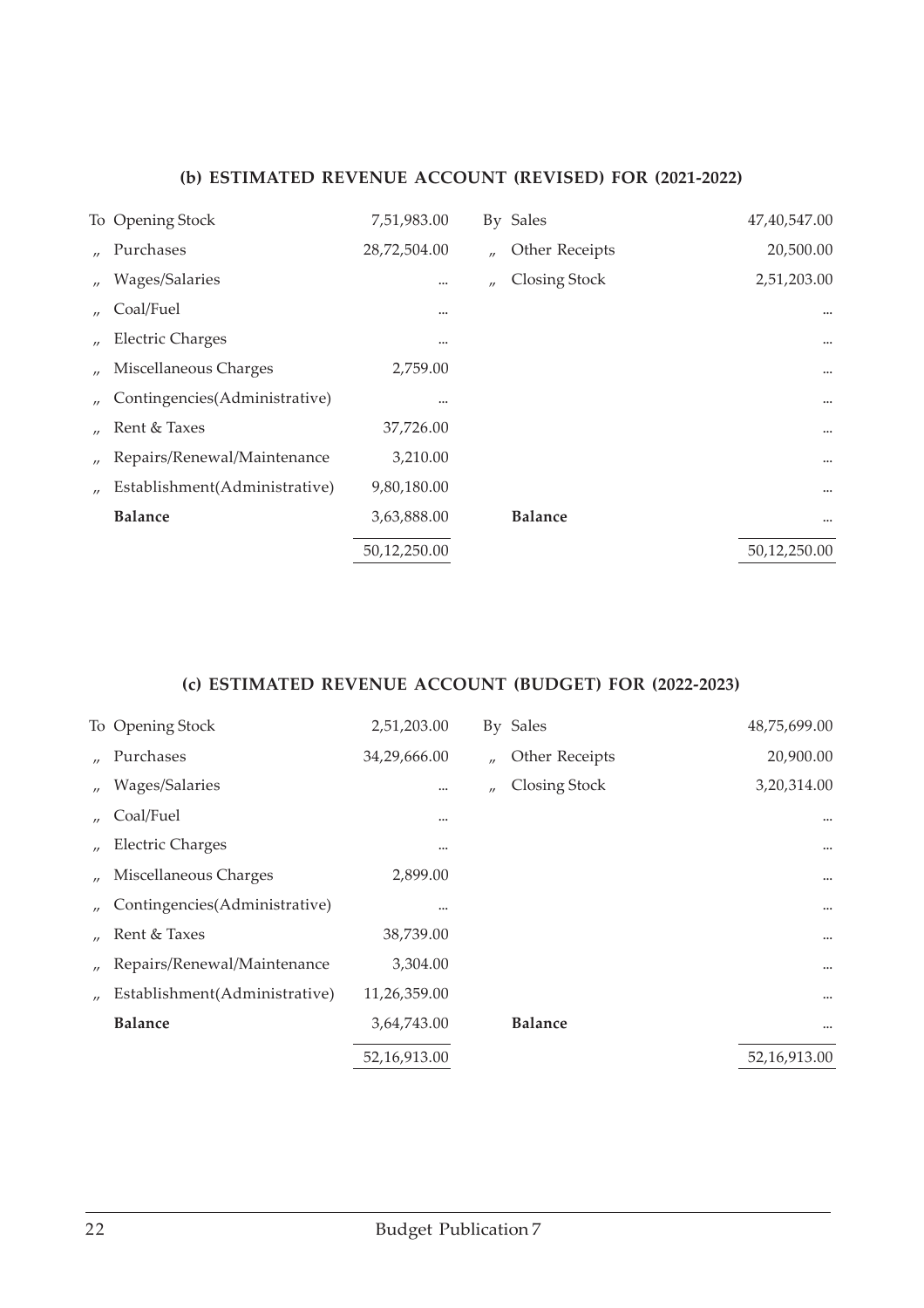### (b) ESTIMATED REVENUE ACCOUNT (REVISED) FOR (2021-2022)

| | | | |
|---|---|---|---|
| To Opening Stock | 7,51,983.00 | By Sales | 47,40,547.00 |
| „ Purchases | 28,72,504.00 | „ Other Receipts | 20,500.00 |
| „ Wages/Salaries | ... | „ Closing Stock | 2,51,203.00 |
| „ Coal/Fuel | ... | | ... |
| „ Electric Charges | ... | | ... |
| „ Miscellaneous Charges | 2,759.00 | | ... |
| „ Contingencies(Administrative) | ... | | ... |
| „ Rent & Taxes | 37,726.00 | | ... |
| „ Repairs/Renewal/Maintenance | 3,210.00 | | ... |
| „ Establishment(Administrative) | 9,80,180.00 | | ... |
| **Balance** | 3,63,888.00 | **Balance** | ... |
| | 50,12,250.00 | | 50,12,250.00 |

### (c) ESTIMATED REVENUE ACCOUNT (BUDGET) FOR (2022-2023)

| | | | |
|---|---|---|---|
| To Opening Stock | 2,51,203.00 | By Sales | 48,75,699.00 |
| „ Purchases | 34,29,666.00 | „ Other Receipts | 20,900.00 |
| „ Wages/Salaries | ... | „ Closing Stock | 3,20,314.00 |
| „ Coal/Fuel | ... | | ... |
| „ Electric Charges | ... | | ... |
| „ Miscellaneous Charges | 2,899.00 | | ... |
| „ Contingencies(Administrative) | ... | | ... |
| „ Rent & Taxes | 38,739.00 | | ... |
| „ Repairs/Renewal/Maintenance | 3,304.00 | | ... |
| „ Establishment(Administrative) | 11,26,359.00 | | ... |
| **Balance** | 3,64,743.00 | **Balance** | ... |
| | 52,16,913.00 | | 52,16,913.00 |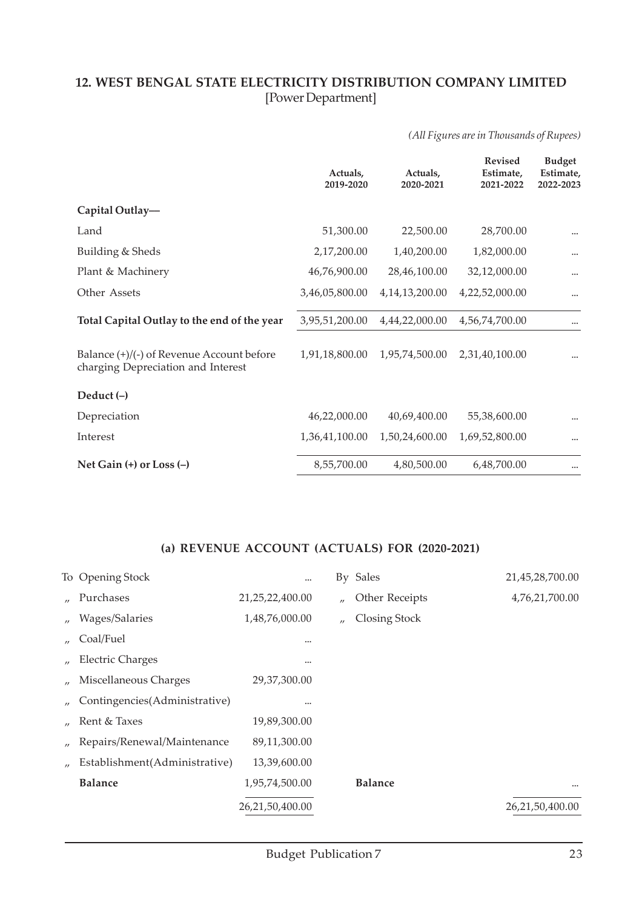## 12. WEST BENGAL STATE ELECTRICITY DISTRIBUTION COMPANY LIMITED
[Power Department]

*(All Figures are in Thousands of Rupees)*

| | Actuals, 2019-2020 | Actuals, 2020-2021 | Revised Estimate, 2021-2022 | Budget Estimate, 2022-2023 |
|---|---|---|---|---|
| **Capital Outlay—** | | | | |
| Land | 51,300.00 | 22,500.00 | 28,700.00 | ... |
| Building & Sheds | 2,17,200.00 | 1,40,200.00 | 1,82,000.00 | ... |
| Plant & Machinery | 46,76,900.00 | 28,46,100.00 | 32,12,000.00 | ... |
| Other Assets | 3,46,05,800.00 | 4,14,13,200.00 | 4,22,52,000.00 | ... |
| **Total Capital Outlay to the end of the year** | 3,95,51,200.00 | 4,44,22,000.00 | 4,56,74,700.00 | ... |
| Balance (+)/(-) of Revenue Account before charging Depreciation and Interest | 1,91,18,800.00 | 1,95,74,500.00 | 2,31,40,100.00 | ... |
| **Deduct (–)** | | | | |
| Depreciation | 46,22,000.00 | 40,69,400.00 | 55,38,600.00 | ... |
| Interest | 1,36,41,100.00 | 1,50,24,600.00 | 1,69,52,800.00 | ... |
| **Net Gain (+) or Loss (–)** | 8,55,700.00 | 4,80,500.00 | 6,48,700.00 | ... |

### (a) REVENUE ACCOUNT (ACTUALS) FOR (2020-2021)

| | | | | |
|---|---|---|---|---|
| To | Opening Stock | ... | By Sales | 21,45,28,700.00 |
| ,, | Purchases | 21,25,22,400.00 | ,, Other Receipts | 4,76,21,700.00 |
| ,, | Wages/Salaries | 1,48,76,000.00 | ,, Closing Stock | |
| ,, | Coal/Fuel | ... | | |
| ,, | Electric Charges | ... | | |
| ,, | Miscellaneous Charges | 29,37,300.00 | | |
| ,, | Contingencies(Administrative) | ... | | |
| ,, | Rent & Taxes | 19,89,300.00 | | |
| ,, | Repairs/Renewal/Maintenance | 89,11,300.00 | | |
| ,, | Establishment(Administrative) | 13,39,600.00 | | |
| | **Balance** | 1,95,74,500.00 | **Balance** | ... |
| | | 26,21,50,400.00 | | 26,21,50,400.00 |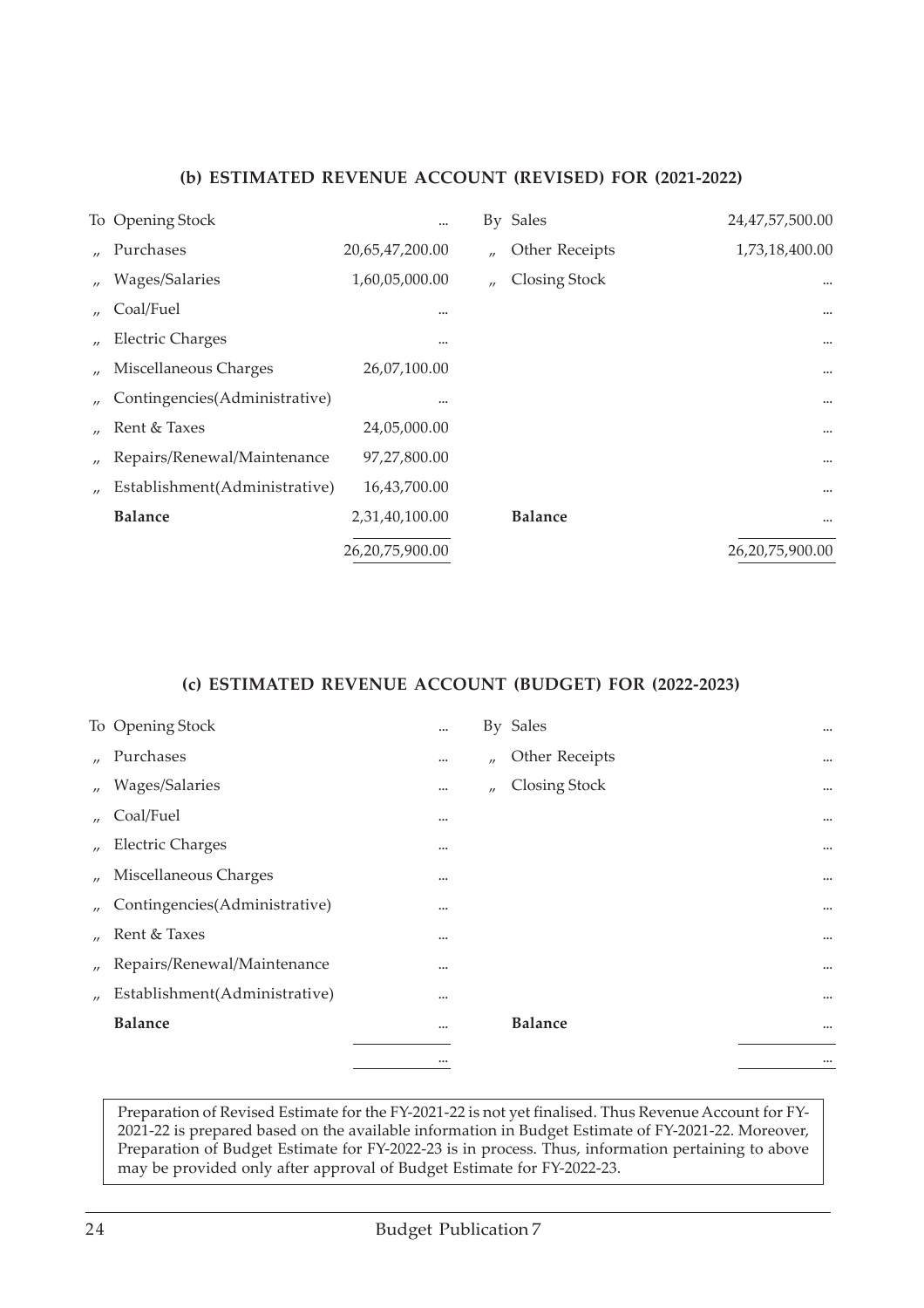### (b) ESTIMATED REVENUE ACCOUNT (REVISED) FOR (2021-2022)

| | | | |
|---|---|---|---|
| To Opening Stock | ... | By Sales | 24,47,57,500.00 |
| „ Purchases | 20,65,47,200.00 | „ Other Receipts | 1,73,18,400.00 |
| „ Wages/Salaries | 1,60,05,000.00 | „ Closing Stock | ... |
| „ Coal/Fuel | ... | | ... |
| „ Electric Charges | ... | | ... |
| „ Miscellaneous Charges | 26,07,100.00 | | ... |
| „ Contingencies(Administrative) | ... | | ... |
| „ Rent & Taxes | 24,05,000.00 | | ... |
| „ Repairs/Renewal/Maintenance | 97,27,800.00 | | ... |
| „ Establishment(Administrative) | 16,43,700.00 | | ... |
| **Balance** | 2,31,40,100.00 | **Balance** | ... |
| | 26,20,75,900.00 | | 26,20,75,900.00 |

### (c) ESTIMATED REVENUE ACCOUNT (BUDGET) FOR (2022-2023)

| | | | |
|---|---|---|---|
| To Opening Stock | ... | By Sales | ... |
| „ Purchases | ... | „ Other Receipts | ... |
| „ Wages/Salaries | ... | „ Closing Stock | ... |
| „ Coal/Fuel | ... | | ... |
| „ Electric Charges | ... | | ... |
| „ Miscellaneous Charges | ... | | ... |
| „ Contingencies(Administrative) | ... | | ... |
| „ Rent & Taxes | ... | | ... |
| „ Repairs/Renewal/Maintenance | ... | | ... |
| „ Establishment(Administrative) | ... | | ... |
| **Balance** | ... | **Balance** | ... |
| | ... | | ... |

Preparation of Revised Estimate for the FY-2021-22 is not yet finalised. Thus Revenue Account for FY-2021-22 is prepared based on the available information in Budget Estimate of FY-2021-22. Moreover, Preparation of Budget Estimate for FY-2022-23 is in process. Thus, information pertaining to above may be provided only after approval of Budget Estimate for FY-2022-23.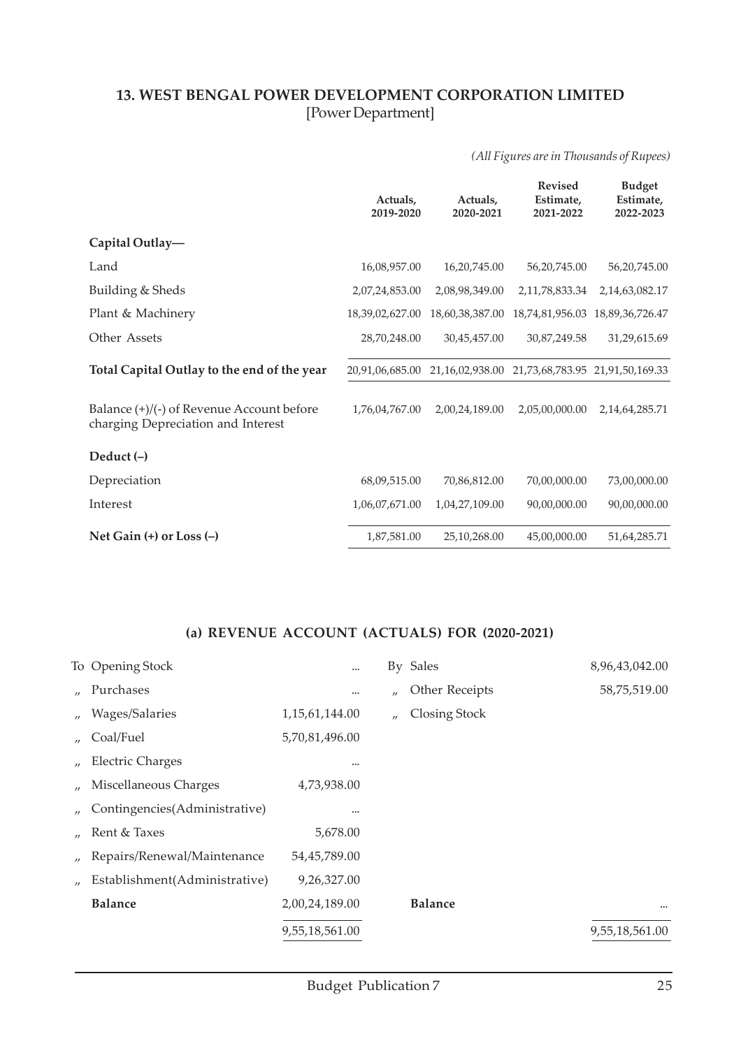## 13. WEST BENGAL POWER DEVELOPMENT CORPORATION LIMITED

[Power Department]

*(All Figures are in Thousands of Rupees)*

| | Actuals, 2019-2020 | Actuals, 2020-2021 | Revised Estimate, 2021-2022 | Budget Estimate, 2022-2023 |
|---|---|---|---|---|
| **Capital Outlay—** | | | | |
| Land | 16,08,957.00 | 16,20,745.00 | 56,20,745.00 | 56,20,745.00 |
| Building & Sheds | 2,07,24,853.00 | 2,08,98,349.00 | 2,11,78,833.34 | 2,14,63,082.17 |
| Plant & Machinery | 18,39,02,627.00 | 18,60,38,387.00 | 18,74,81,956.03 | 18,89,36,726.47 |
| Other Assets | 28,70,248.00 | 30,45,457.00 | 30,87,249.58 | 31,29,615.69 |
| **Total Capital Outlay to the end of the year** | 20,91,06,685.00 | 21,16,02,938.00 | 21,73,68,783.95 | 21,91,50,169.33 |
| Balance (+)/(-) of Revenue Account before charging Depreciation and Interest | 1,76,04,767.00 | 2,00,24,189.00 | 2,05,00,000.00 | 2,14,64,285.71 |
| **Deduct (–)** | | | | |
| Depreciation | 68,09,515.00 | 70,86,812.00 | 70,00,000.00 | 73,00,000.00 |
| Interest | 1,06,07,671.00 | 1,04,27,109.00 | 90,00,000.00 | 90,00,000.00 |
| **Net Gain (+) or Loss (–)** | 1,87,581.00 | 25,10,268.00 | 45,00,000.00 | 51,64,285.71 |

### (a) REVENUE ACCOUNT (ACTUALS) FOR (2020-2021)

| | | | | |
|---|---|---|---|---|
| To Opening Stock | ... | | By Sales | 8,96,43,042.00 |
| " Purchases | ... | | " Other Receipts | 58,75,519.00 |
| " Wages/Salaries | 1,15,61,144.00 | | " Closing Stock | |
| " Coal/Fuel | 5,70,81,496.00 | | | |
| " Electric Charges | ... | | | |
| " Miscellaneous Charges | 4,73,938.00 | | | |
| " Contingencies(Administrative) | ... | | | |
| " Rent & Taxes | 5,678.00 | | | |
| " Repairs/Renewal/Maintenance | 54,45,789.00 | | | |
| " Establishment(Administrative) | 9,26,327.00 | | | |
| **Balance** | 2,00,24,189.00 | | **Balance** | ... |
| | 9,55,18,561.00 | | | 9,55,18,561.00 |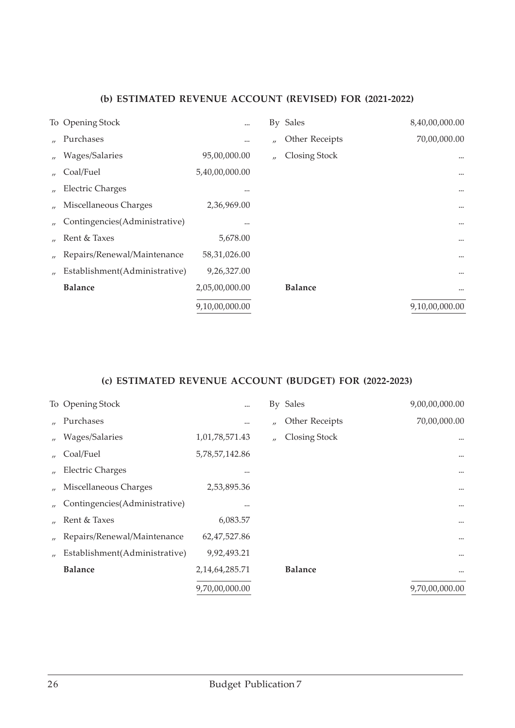### (b) ESTIMATED REVENUE ACCOUNT (REVISED) FOR (2021-2022)

| | | | | | |
|---|---|---|---|---|---|
| To | Opening Stock | ... | By | Sales | 8,40,00,000.00 |
| " | Purchases | ... | " | Other Receipts | 70,00,000.00 |
| " | Wages/Salaries | 95,00,000.00 | " | Closing Stock | ... |
| " | Coal/Fuel | 5,40,00,000.00 | | | ... |
| " | Electric Charges | ... | | | ... |
| " | Miscellaneous Charges | 2,36,969.00 | | | ... |
| " | Contingencies(Administrative) | ... | | | ... |
| " | Rent & Taxes | 5,678.00 | | | ... |
| " | Repairs/Renewal/Maintenance | 58,31,026.00 | | | ... |
| " | Establishment(Administrative) | 9,26,327.00 | | | ... |
| | **Balance** | 2,05,00,000.00 | | **Balance** | ... |
| | | 9,10,00,000.00 | | | 9,10,00,000.00 |

### (c) ESTIMATED REVENUE ACCOUNT (BUDGET) FOR (2022-2023)

| | | | | | |
|---|---|---|---|---|---|
| To | Opening Stock | ... | By | Sales | 9,00,00,000.00 |
| " | Purchases | ... | " | Other Receipts | 70,00,000.00 |
| " | Wages/Salaries | 1,01,78,571.43 | " | Closing Stock | ... |
| " | Coal/Fuel | 5,78,57,142.86 | | | ... |
| " | Electric Charges | ... | | | ... |
| " | Miscellaneous Charges | 2,53,895.36 | | | ... |
| " | Contingencies(Administrative) | ... | | | ... |
| " | Rent & Taxes | 6,083.57 | | | ... |
| " | Repairs/Renewal/Maintenance | 62,47,527.86 | | | ... |
| " | Establishment(Administrative) | 9,92,493.21 | | | ... |
| | **Balance** | 2,14,64,285.71 | | **Balance** | ... |
| | | 9,70,00,000.00 | | | 9,70,00,000.00 |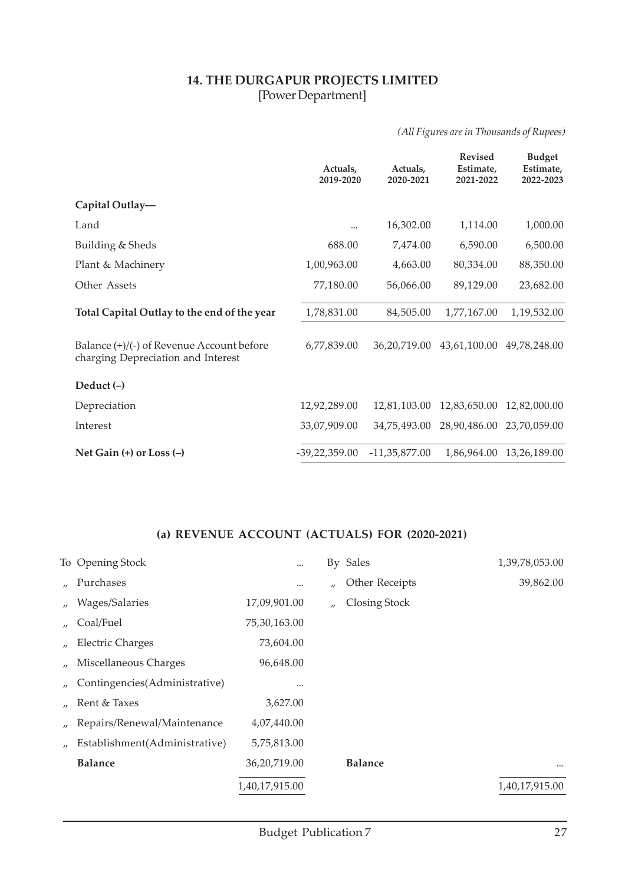## 14. THE DURGAPUR PROJECTS LIMITED

[Power Department]

*(All Figures are in Thousands of Rupees)*

| | Actuals, 2019-2020 | Actuals, 2020-2021 | Revised Estimate, 2021-2022 | Budget Estimate, 2022-2023 |
|---|---|---|---|---|
| **Capital Outlay—** | | | | |
| Land | ... | 16,302.00 | 1,114.00 | 1,000.00 |
| Building & Sheds | 688.00 | 7,474.00 | 6,590.00 | 6,500.00 |
| Plant & Machinery | 1,00,963.00 | 4,663.00 | 80,334.00 | 88,350.00 |
| Other Assets | 77,180.00 | 56,066.00 | 89,129.00 | 23,682.00 |
| **Total Capital Outlay to the end of the year** | 1,78,831.00 | 84,505.00 | 1,77,167.00 | 1,19,532.00 |
| Balance (+)/(-) of Revenue Account before charging Depreciation and Interest | 6,77,839.00 | 36,20,719.00 | 43,61,100.00 | 49,78,248.00 |
| **Deduct (–)** | | | | |
| Depreciation | 12,92,289.00 | 12,81,103.00 | 12,83,650.00 | 12,82,000.00 |
| Interest | 33,07,909.00 | 34,75,493.00 | 28,90,486.00 | 23,70,059.00 |
| **Net Gain (+) or Loss (–)** | -39,22,359.00 | -11,35,877.00 | 1,86,964.00 | 13,26,189.00 |

### (a) REVENUE ACCOUNT (ACTUALS) FOR (2020-2021)

| | | | |
|---|---|---|---|
| To Opening Stock | ... | By Sales | 1,39,78,053.00 |
| „ Purchases | ... | „ Other Receipts | 39,862.00 |
| „ Wages/Salaries | 17,09,901.00 | „ Closing Stock | |
| „ Coal/Fuel | 75,30,163.00 | | |
| „ Electric Charges | 73,604.00 | | |
| „ Miscellaneous Charges | 96,648.00 | | |
| „ Contingencies(Administrative) | ... | | |
| „ Rent & Taxes | 3,627.00 | | |
| „ Repairs/Renewal/Maintenance | 4,07,440.00 | | |
| „ Establishment(Administrative) | 5,75,813.00 | | |
| **Balance** | 36,20,719.00 | **Balance** | ... |
| | 1,40,17,915.00 | | 1,40,17,915.00 |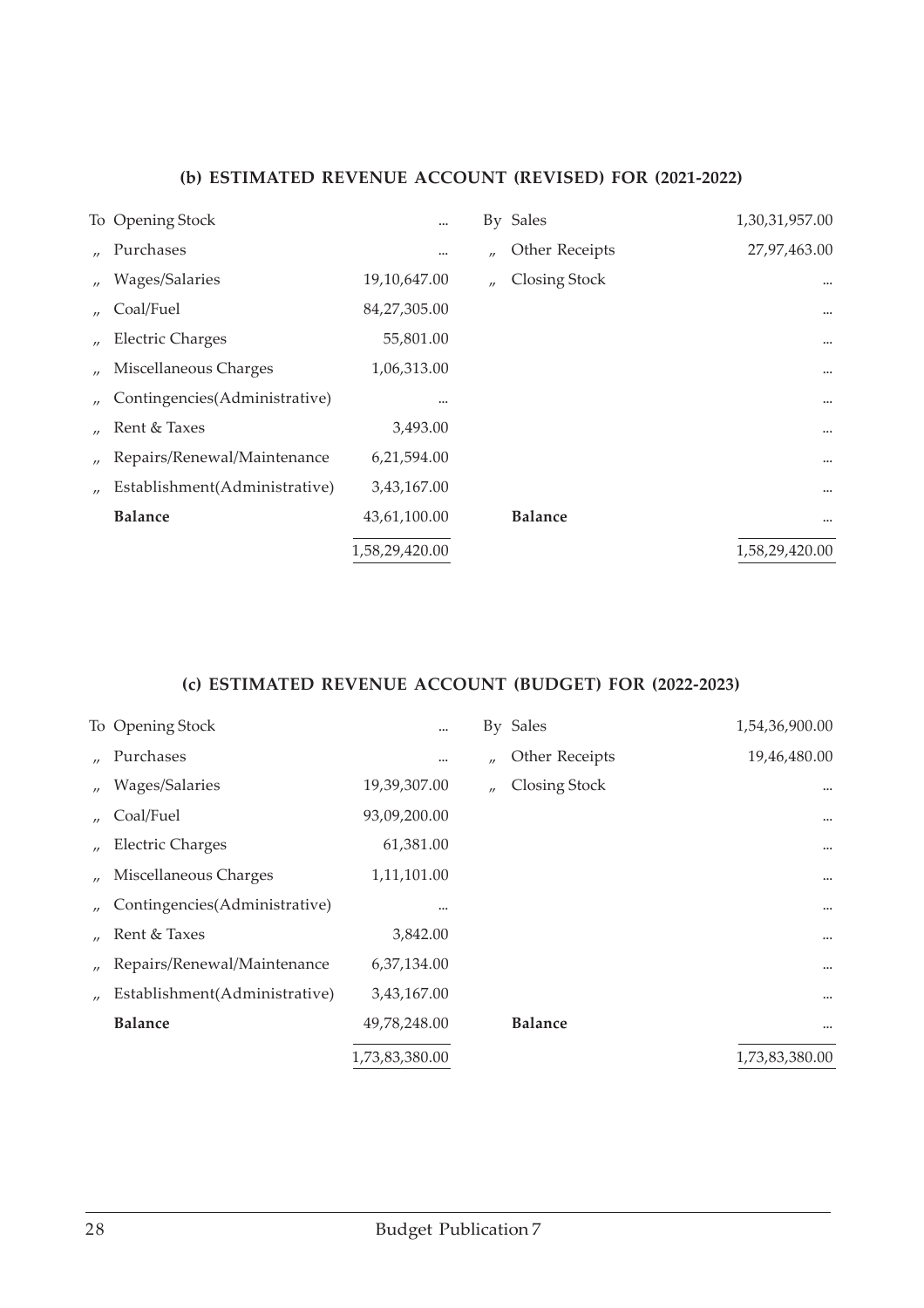### (b) ESTIMATED REVENUE ACCOUNT (REVISED) FOR (2021-2022)

| | | | | | |
|---|---|---|---|---|---|
| To | Opening Stock | ... | By | Sales | 1,30,31,957.00 |
| ,, | Purchases | ... | ,, | Other Receipts | 27,97,463.00 |
| ,, | Wages/Salaries | 19,10,647.00 | ,, | Closing Stock | ... |
| ,, | Coal/Fuel | 84,27,305.00 | | | ... |
| ,, | Electric Charges | 55,801.00 | | | ... |
| ,, | Miscellaneous Charges | 1,06,313.00 | | | ... |
| ,, | Contingencies(Administrative) | ... | | | ... |
| ,, | Rent & Taxes | 3,493.00 | | | ... |
| ,, | Repairs/Renewal/Maintenance | 6,21,594.00 | | | ... |
| ,, | Establishment(Administrative) | 3,43,167.00 | | | ... |
| | **Balance** | 43,61,100.00 | | **Balance** | ... |
| | | 1,58,29,420.00 | | | 1,58,29,420.00 |

### (c) ESTIMATED REVENUE ACCOUNT (BUDGET) FOR (2022-2023)

| | | | | | |
|---|---|---|---|---|---|
| To | Opening Stock | ... | By | Sales | 1,54,36,900.00 |
| ,, | Purchases | ... | ,, | Other Receipts | 19,46,480.00 |
| ,, | Wages/Salaries | 19,39,307.00 | ,, | Closing Stock | ... |
| ,, | Coal/Fuel | 93,09,200.00 | | | ... |
| ,, | Electric Charges | 61,381.00 | | | ... |
| ,, | Miscellaneous Charges | 1,11,101.00 | | | ... |
| ,, | Contingencies(Administrative) | ... | | | ... |
| ,, | Rent & Taxes | 3,842.00 | | | ... |
| ,, | Repairs/Renewal/Maintenance | 6,37,134.00 | | | ... |
| ,, | Establishment(Administrative) | 3,43,167.00 | | | ... |
| | **Balance** | 49,78,248.00 | | **Balance** | ... |
| | | 1,73,83,380.00 | | | 1,73,83,380.00 |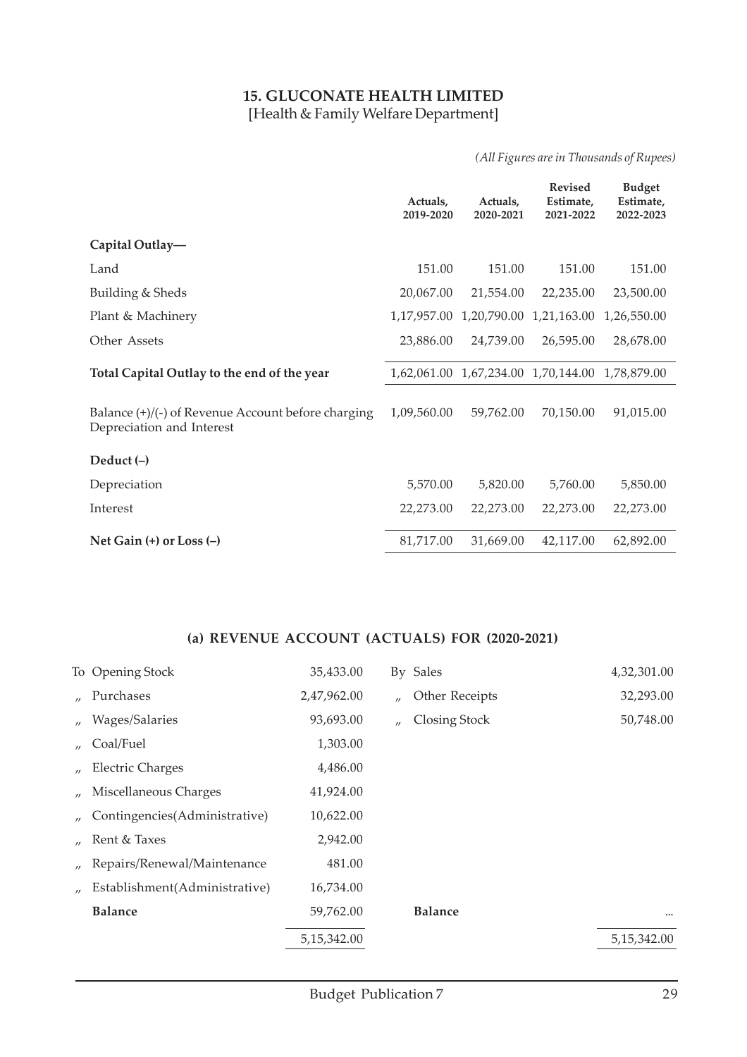## 15. GLUCONATE HEALTH LIMITED

[Health & Family Welfare Department]

*(All Figures are in Thousands of Rupees)*

| | Actuals, 2019-2020 | Actuals, 2020-2021 | Revised Estimate, 2021-2022 | Budget Estimate, 2022-2023 |
|---|---|---|---|---|
| **Capital Outlay—** | | | | |
| Land | 151.00 | 151.00 | 151.00 | 151.00 |
| Building & Sheds | 20,067.00 | 21,554.00 | 22,235.00 | 23,500.00 |
| Plant & Machinery | 1,17,957.00 | 1,20,790.00 | 1,21,163.00 | 1,26,550.00 |
| Other Assets | 23,886.00 | 24,739.00 | 26,595.00 | 28,678.00 |
| **Total Capital Outlay to the end of the year** | 1,62,061.00 | 1,67,234.00 | 1,70,144.00 | 1,78,879.00 |
| Balance (+)/(-) of Revenue Account before charging Depreciation and Interest | 1,09,560.00 | 59,762.00 | 70,150.00 | 91,015.00 |
| **Deduct (–)** | | | | |
| Depreciation | 5,570.00 | 5,820.00 | 5,760.00 | 5,850.00 |
| Interest | 22,273.00 | 22,273.00 | 22,273.00 | 22,273.00 |
| **Net Gain (+) or Loss (–)** | 81,717.00 | 31,669.00 | 42,117.00 | 62,892.00 |

### (a) REVENUE ACCOUNT (ACTUALS) FOR (2020-2021)

| | | | | | |
|---|---|---|---|---|---|
| To | Opening Stock | 35,433.00 | By | Sales | 4,32,301.00 |
| " | Purchases | 2,47,962.00 | " | Other Receipts | 32,293.00 |
| " | Wages/Salaries | 93,693.00 | " | Closing Stock | 50,748.00 |
| " | Coal/Fuel | 1,303.00 | | | |
| " | Electric Charges | 4,486.00 | | | |
| " | Miscellaneous Charges | 41,924.00 | | | |
| " | Contingencies(Administrative) | 10,622.00 | | | |
| " | Rent & Taxes | 2,942.00 | | | |
| " | Repairs/Renewal/Maintenance | 481.00 | | | |
| " | Establishment(Administrative) | 16,734.00 | | | |
| | **Balance** | 59,762.00 | | **Balance** | ... |
| | | 5,15,342.00 | | | 5,15,342.00 |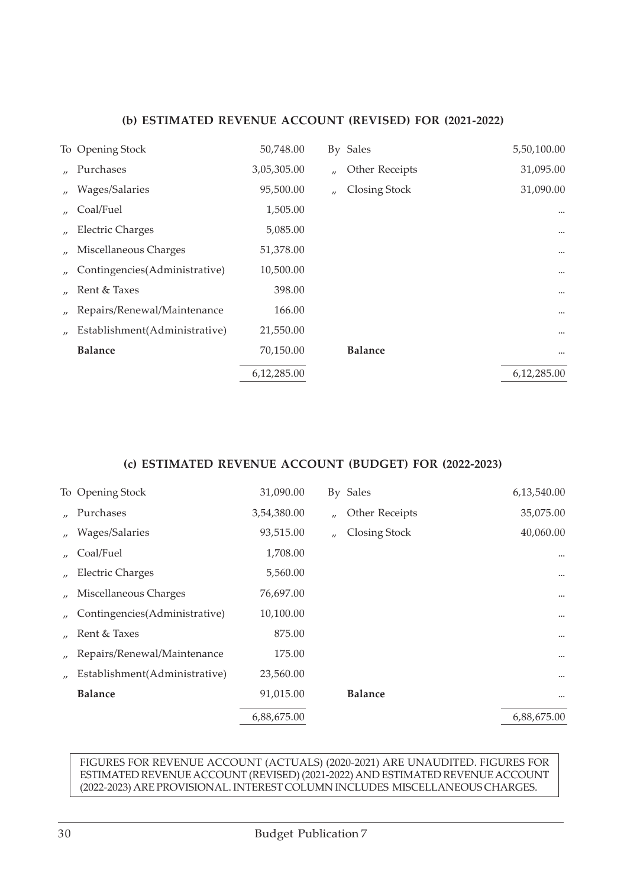### (b) ESTIMATED REVENUE ACCOUNT (REVISED) FOR (2021-2022)

| | | | | | |
|---|---|---|---|---|---|
| To | Opening Stock | 50,748.00 | By | Sales | 5,50,100.00 |
| ,, | Purchases | 3,05,305.00 | ,, | Other Receipts | 31,095.00 |
| ,, | Wages/Salaries | 95,500.00 | ,, | Closing Stock | 31,090.00 |
| ,, | Coal/Fuel | 1,505.00 | | | ... |
| ,, | Electric Charges | 5,085.00 | | | ... |
| ,, | Miscellaneous Charges | 51,378.00 | | | ... |
| ,, | Contingencies(Administrative) | 10,500.00 | | | ... |
| ,, | Rent & Taxes | 398.00 | | | ... |
| ,, | Repairs/Renewal/Maintenance | 166.00 | | | ... |
| ,, | Establishment(Administrative) | 21,550.00 | | | ... |
| | **Balance** | 70,150.00 | | **Balance** | ... |
| | | 6,12,285.00 | | | 6,12,285.00 |

### (c) ESTIMATED REVENUE ACCOUNT (BUDGET) FOR (2022-2023)

| | | | | | |
|---|---|---|---|---|---|
| To | Opening Stock | 31,090.00 | By | Sales | 6,13,540.00 |
| ,, | Purchases | 3,54,380.00 | ,, | Other Receipts | 35,075.00 |
| ,, | Wages/Salaries | 93,515.00 | ,, | Closing Stock | 40,060.00 |
| ,, | Coal/Fuel | 1,708.00 | | | ... |
| ,, | Electric Charges | 5,560.00 | | | ... |
| ,, | Miscellaneous Charges | 76,697.00 | | | ... |
| ,, | Contingencies(Administrative) | 10,100.00 | | | ... |
| ,, | Rent & Taxes | 875.00 | | | ... |
| ,, | Repairs/Renewal/Maintenance | 175.00 | | | ... |
| ,, | Establishment(Administrative) | 23,560.00 | | | ... |
| | **Balance** | 91,015.00 | | **Balance** | ... |
| | | 6,88,675.00 | | | 6,88,675.00 |

FIGURES FOR REVENUE ACCOUNT (ACTUALS) (2020-2021) ARE UNAUDITED. FIGURES FOR ESTIMATED REVENUE ACCOUNT (REVISED) (2021-2022) AND ESTIMATED REVENUE ACCOUNT (2022-2023) ARE PROVISIONAL. INTEREST COLUMN INCLUDES MISCELLANEOUS CHARGES.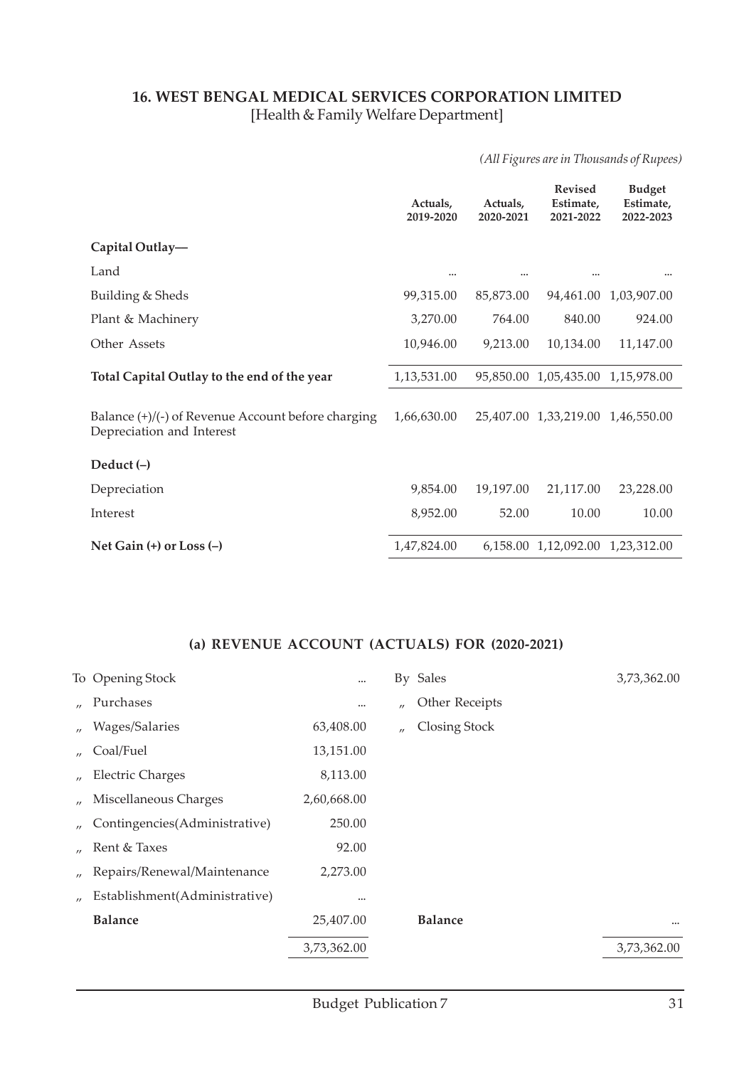## 16. WEST BENGAL MEDICAL SERVICES CORPORATION LIMITED

[Health & Family Welfare Department]

*(All Figures are in Thousands of Rupees)*

| | Actuals, 2019-2020 | Actuals, 2020-2021 | Revised Estimate, 2021-2022 | Budget Estimate, 2022-2023 |
|---|---|---|---|---|
| **Capital Outlay—** | | | | |
| Land | ... | ... | ... | ... |
| Building & Sheds | 99,315.00 | 85,873.00 | 94,461.00 | 1,03,907.00 |
| Plant & Machinery | 3,270.00 | 764.00 | 840.00 | 924.00 |
| Other Assets | 10,946.00 | 9,213.00 | 10,134.00 | 11,147.00 |
| **Total Capital Outlay to the end of the year** | 1,13,531.00 | 95,850.00 | 1,05,435.00 | 1,15,978.00 |
| Balance (+)/(-) of Revenue Account before charging Depreciation and Interest | 1,66,630.00 | 25,407.00 | 1,33,219.00 | 1,46,550.00 |
| **Deduct (–)** | | | | |
| Depreciation | 9,854.00 | 19,197.00 | 21,117.00 | 23,228.00 |
| Interest | 8,952.00 | 52.00 | 10.00 | 10.00 |
| **Net Gain (+) or Loss (–)** | 1,47,824.00 | 6,158.00 | 1,12,092.00 | 1,23,312.00 |

### (a) REVENUE ACCOUNT (ACTUALS) FOR (2020-2021)

| | | | |
|---|---|---|---|
| To Opening Stock | ... | By Sales | 3,73,362.00 |
| " Purchases | ... | " Other Receipts | |
| " Wages/Salaries | 63,408.00 | " Closing Stock | |
| " Coal/Fuel | 13,151.00 | | |
| " Electric Charges | 8,113.00 | | |
| " Miscellaneous Charges | 2,60,668.00 | | |
| " Contingencies(Administrative) | 250.00 | | |
| " Rent & Taxes | 92.00 | | |
| " Repairs/Renewal/Maintenance | 2,273.00 | | |
| " Establishment(Administrative) | ... | | |
| **Balance** | 25,407.00 | **Balance** | ... |
| | 3,73,362.00 | | 3,73,362.00 |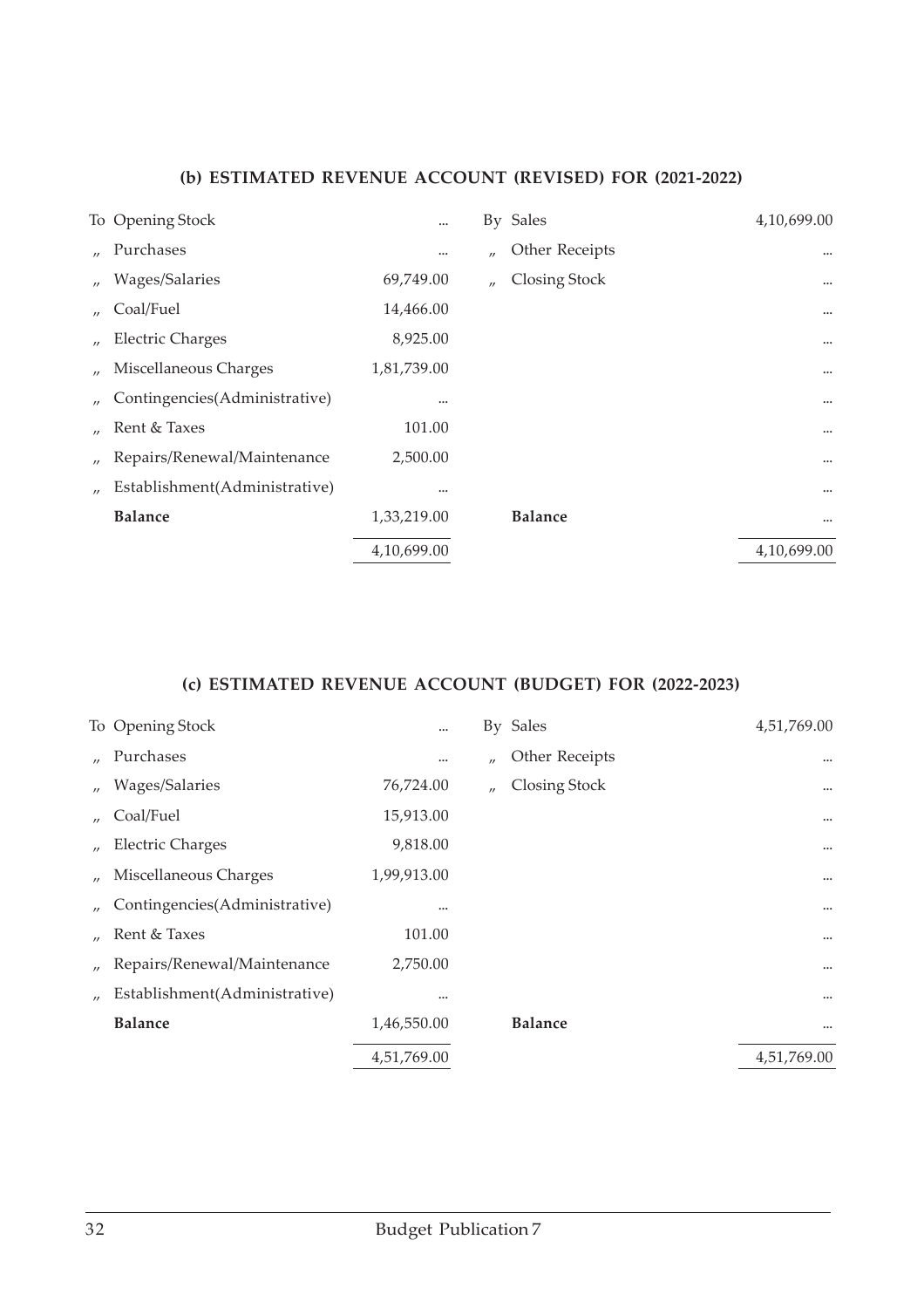### (b) ESTIMATED REVENUE ACCOUNT (REVISED) FOR (2021-2022)

| | | | | |
|---|---|---|---|---|
| To Opening Stock | ... | By Sales | 4,10,699.00 |
| ,, Purchases | ... | ,, Other Receipts | ... |
| ,, Wages/Salaries | 69,749.00 | ,, Closing Stock | ... |
| ,, Coal/Fuel | 14,466.00 | | ... |
| ,, Electric Charges | 8,925.00 | | ... |
| ,, Miscellaneous Charges | 1,81,739.00 | | ... |
| ,, Contingencies(Administrative) | ... | | ... |
| ,, Rent & Taxes | 101.00 | | ... |
| ,, Repairs/Renewal/Maintenance | 2,500.00 | | ... |
| ,, Establishment(Administrative) | ... | | ... |
| **Balance** | 1,33,219.00 | **Balance** | ... |
| | 4,10,699.00 | | 4,10,699.00 |

### (c) ESTIMATED REVENUE ACCOUNT (BUDGET) FOR (2022-2023)

| | | | |
|---|---|---|---|
| To Opening Stock | ... | By Sales | 4,51,769.00 |
| ,, Purchases | ... | ,, Other Receipts | ... |
| ,, Wages/Salaries | 76,724.00 | ,, Closing Stock | ... |
| ,, Coal/Fuel | 15,913.00 | | ... |
| ,, Electric Charges | 9,818.00 | | ... |
| ,, Miscellaneous Charges | 1,99,913.00 | | ... |
| ,, Contingencies(Administrative) | ... | | ... |
| ,, Rent & Taxes | 101.00 | | ... |
| ,, Repairs/Renewal/Maintenance | 2,750.00 | | ... |
| ,, Establishment(Administrative) | ... | | ... |
| **Balance** | 1,46,550.00 | **Balance** | ... |
| | 4,51,769.00 | | 4,51,769.00 |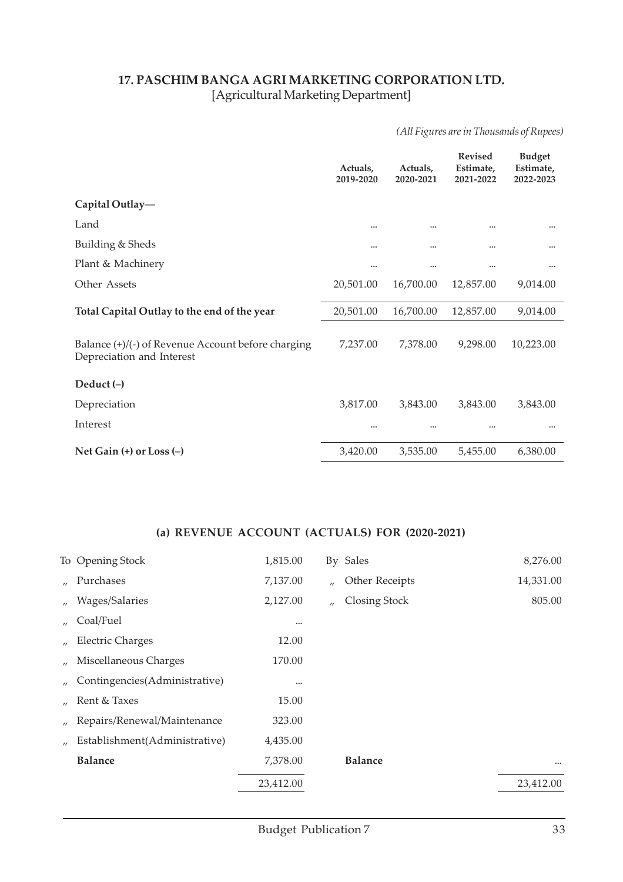## 17. PASCHIM BANGA AGRI MARKETING CORPORATION LTD.
[Agricultural Marketing Department]

*(All Figures are in Thousands of Rupees)*

| | Actuals, 2019-2020 | Actuals, 2020-2021 | Revised Estimate, 2021-2022 | Budget Estimate, 2022-2023 |
|---|---|---|---|---|
| **Capital Outlay—** | | | | |
| Land | ... | ... | ... | ... |
| Building & Sheds | ... | ... | ... | ... |
| Plant & Machinery | ... | ... | ... | ... |
| Other Assets | 20,501.00 | 16,700.00 | 12,857.00 | 9,014.00 |
| **Total Capital Outlay to the end of the year** | 20,501.00 | 16,700.00 | 12,857.00 | 9,014.00 |
| Balance (+)/(-) of Revenue Account before charging Depreciation and Interest | 7,237.00 | 7,378.00 | 9,298.00 | 10,223.00 |
| **Deduct (–)** | | | | |
| Depreciation | 3,817.00 | 3,843.00 | 3,843.00 | 3,843.00 |
| Interest | ... | ... | ... | ... |
| **Net Gain (+) or Loss (–)** | 3,420.00 | 3,535.00 | 5,455.00 | 6,380.00 |

### (a) REVENUE ACCOUNT (ACTUALS) FOR (2020-2021)

| | | | | |
|---|---|---|---|---|
| To | Opening Stock | 1,815.00 | By Sales | 8,276.00 |
| " | Purchases | 7,137.00 | " Other Receipts | 14,331.00 |
| " | Wages/Salaries | 2,127.00 | " Closing Stock | 805.00 |
| " | Coal/Fuel | ... | | |
| " | Electric Charges | 12.00 | | |
| " | Miscellaneous Charges | 170.00 | | |
| " | Contingencies(Administrative) | ... | | |
| " | Rent & Taxes | 15.00 | | |
| " | Repairs/Renewal/Maintenance | 323.00 | | |
| " | Establishment(Administrative) | 4,435.00 | | |
| | **Balance** | 7,378.00 | **Balance** | ... |
| | | 23,412.00 | | 23,412.00 |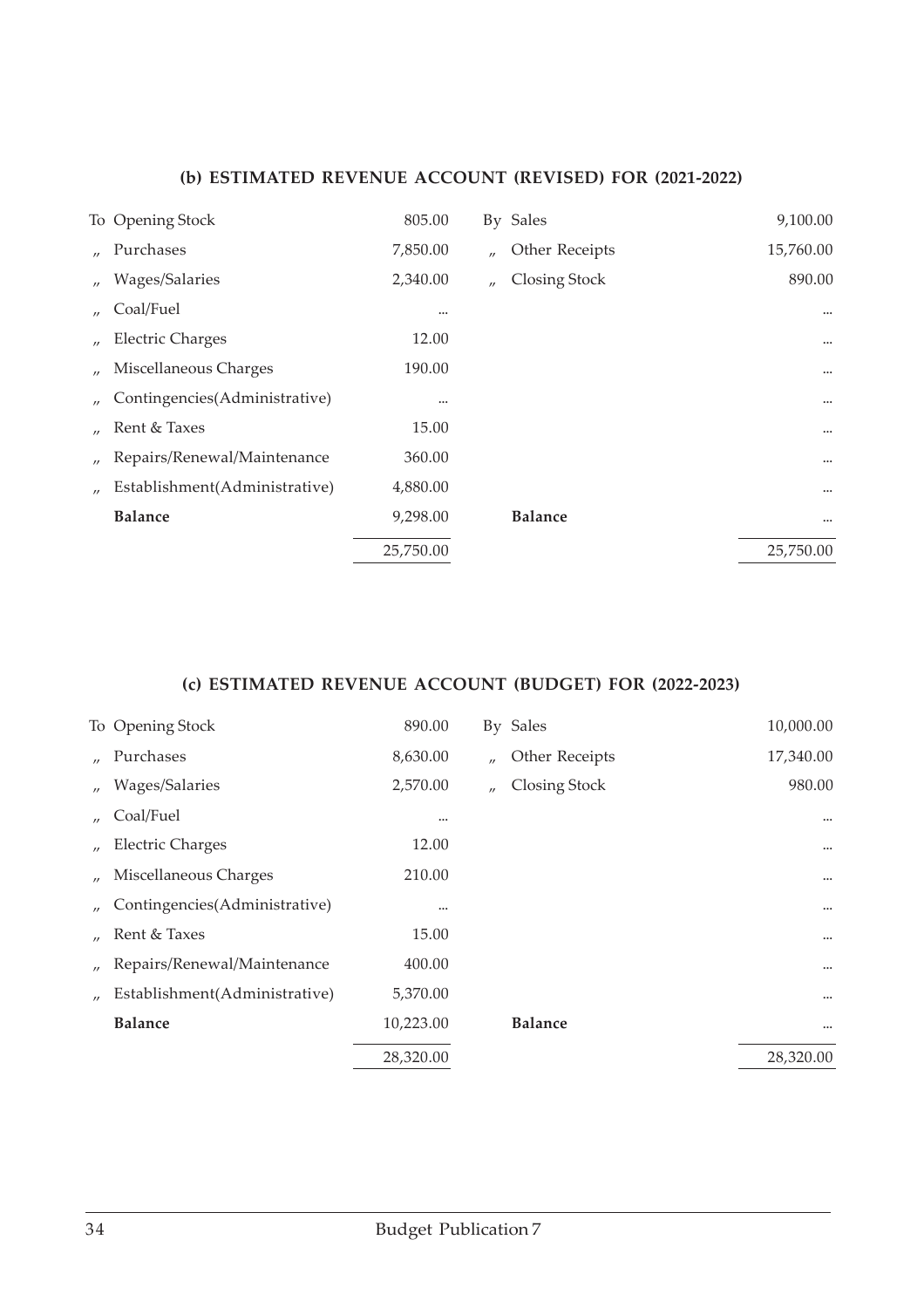### (b) ESTIMATED REVENUE ACCOUNT (REVISED) FOR (2021-2022)

| | | | | |
|---|---|---|---|---|
| To Opening Stock | 805.00 | By Sales | 9,100.00 |
| „ Purchases | 7,850.00 | „ Other Receipts | 15,760.00 |
| „ Wages/Salaries | 2,340.00 | „ Closing Stock | 890.00 |
| „ Coal/Fuel | ... | | ... |
| „ Electric Charges | 12.00 | | ... |
| „ Miscellaneous Charges | 190.00 | | ... |
| „ Contingencies(Administrative) | ... | | ... |
| „ Rent & Taxes | 15.00 | | ... |
| „ Repairs/Renewal/Maintenance | 360.00 | | ... |
| „ Establishment(Administrative) | 4,880.00 | | ... |
| **Balance** | 9,298.00 | **Balance** | ... |
| | 25,750.00 | | 25,750.00 |

### (c) ESTIMATED REVENUE ACCOUNT (BUDGET) FOR (2022-2023)

| | | | |
|---|---|---|---|
| To Opening Stock | 890.00 | By Sales | 10,000.00 |
| „ Purchases | 8,630.00 | „ Other Receipts | 17,340.00 |
| „ Wages/Salaries | 2,570.00 | „ Closing Stock | 980.00 |
| „ Coal/Fuel | ... | | ... |
| „ Electric Charges | 12.00 | | ... |
| „ Miscellaneous Charges | 210.00 | | ... |
| „ Contingencies(Administrative) | ... | | ... |
| „ Rent & Taxes | 15.00 | | ... |
| „ Repairs/Renewal/Maintenance | 400.00 | | ... |
| „ Establishment(Administrative) | 5,370.00 | | ... |
| **Balance** | 10,223.00 | **Balance** | ... |
| | 28,320.00 | | 28,320.00 |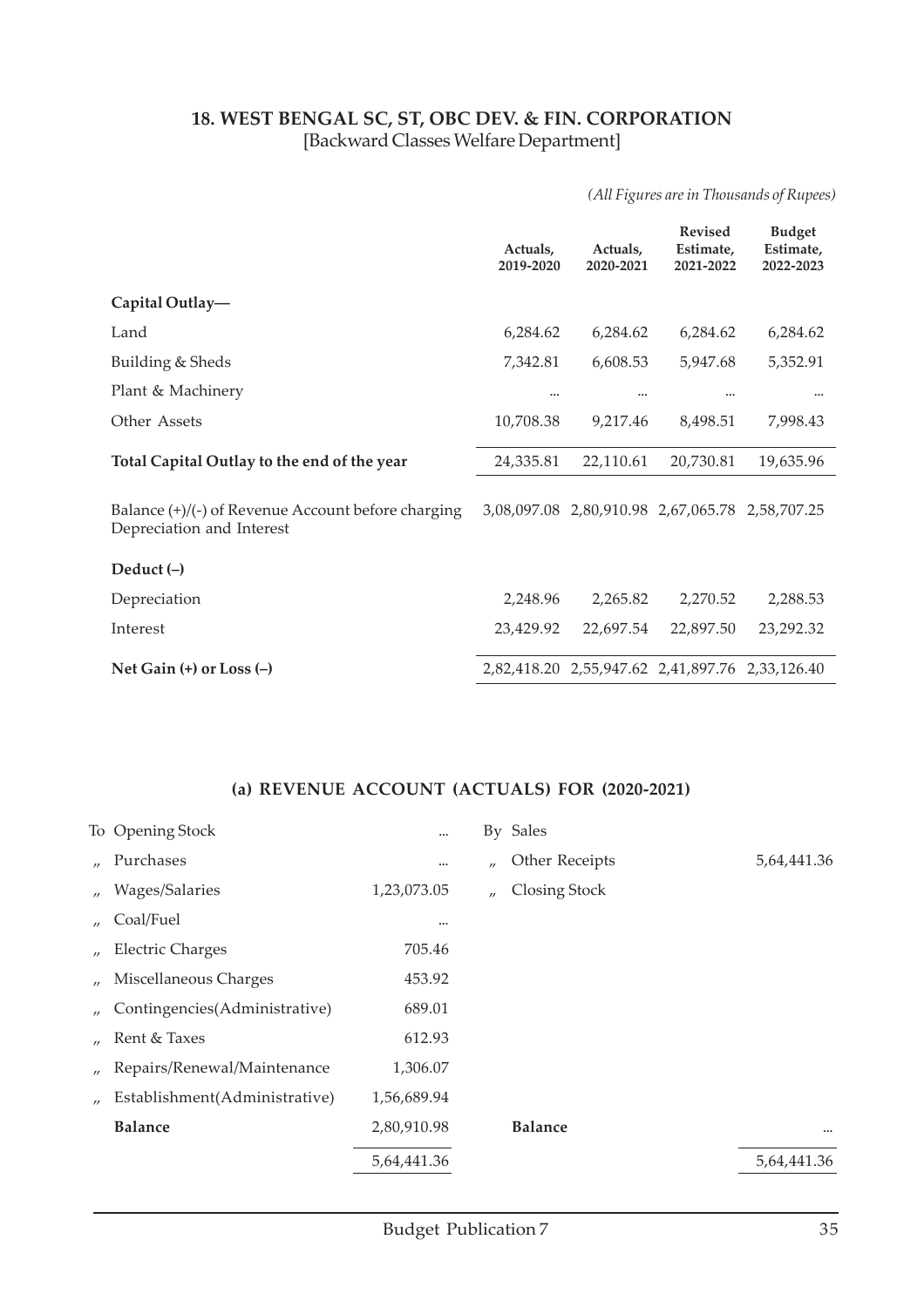## 18. WEST BENGAL SC, ST, OBC DEV. & FIN. CORPORATION

[Backward Classes Welfare Department]

*(All Figures are in Thousands of Rupees)*

| | Actuals, 2019-2020 | Actuals, 2020-2021 | Revised Estimate, 2021-2022 | Budget Estimate, 2022-2023 |
|---|---|---|---|---|
| **Capital Outlay—** | | | | |
| Land | 6,284.62 | 6,284.62 | 6,284.62 | 6,284.62 |
| Building & Sheds | 7,342.81 | 6,608.53 | 5,947.68 | 5,352.91 |
| Plant & Machinery | ... | ... | ... | ... |
| Other Assets | 10,708.38 | 9,217.46 | 8,498.51 | 7,998.43 |
| **Total Capital Outlay to the end of the year** | 24,335.81 | 22,110.61 | 20,730.81 | 19,635.96 |
| Balance (+)/(-) of Revenue Account before charging Depreciation and Interest | 3,08,097.08 | 2,80,910.98 | 2,67,065.78 | 2,58,707.25 |
| **Deduct (–)** | | | | |
| Depreciation | 2,248.96 | 2,265.82 | 2,270.52 | 2,288.53 |
| Interest | 23,429.92 | 22,697.54 | 22,897.50 | 23,292.32 |
| **Net Gain (+) or Loss (–)** | 2,82,418.20 | 2,55,947.62 | 2,41,897.76 | 2,33,126.40 |

### (a) REVENUE ACCOUNT (ACTUALS) FOR (2020-2021)

| | | | |
|---|---|---|---|
| To Opening Stock | ... | By Sales | |
| „ Purchases | ... | „ Other Receipts | 5,64,441.36 |
| „ Wages/Salaries | 1,23,073.05 | „ Closing Stock | |
| „ Coal/Fuel | ... | | |
| „ Electric Charges | 705.46 | | |
| „ Miscellaneous Charges | 453.92 | | |
| „ Contingencies(Administrative) | 689.01 | | |
| „ Rent & Taxes | 612.93 | | |
| „ Repairs/Renewal/Maintenance | 1,306.07 | | |
| „ Establishment(Administrative) | 1,56,689.94 | | |
| **Balance** | 2,80,910.98 | **Balance** | ... |
| | 5,64,441.36 | | 5,64,441.36 |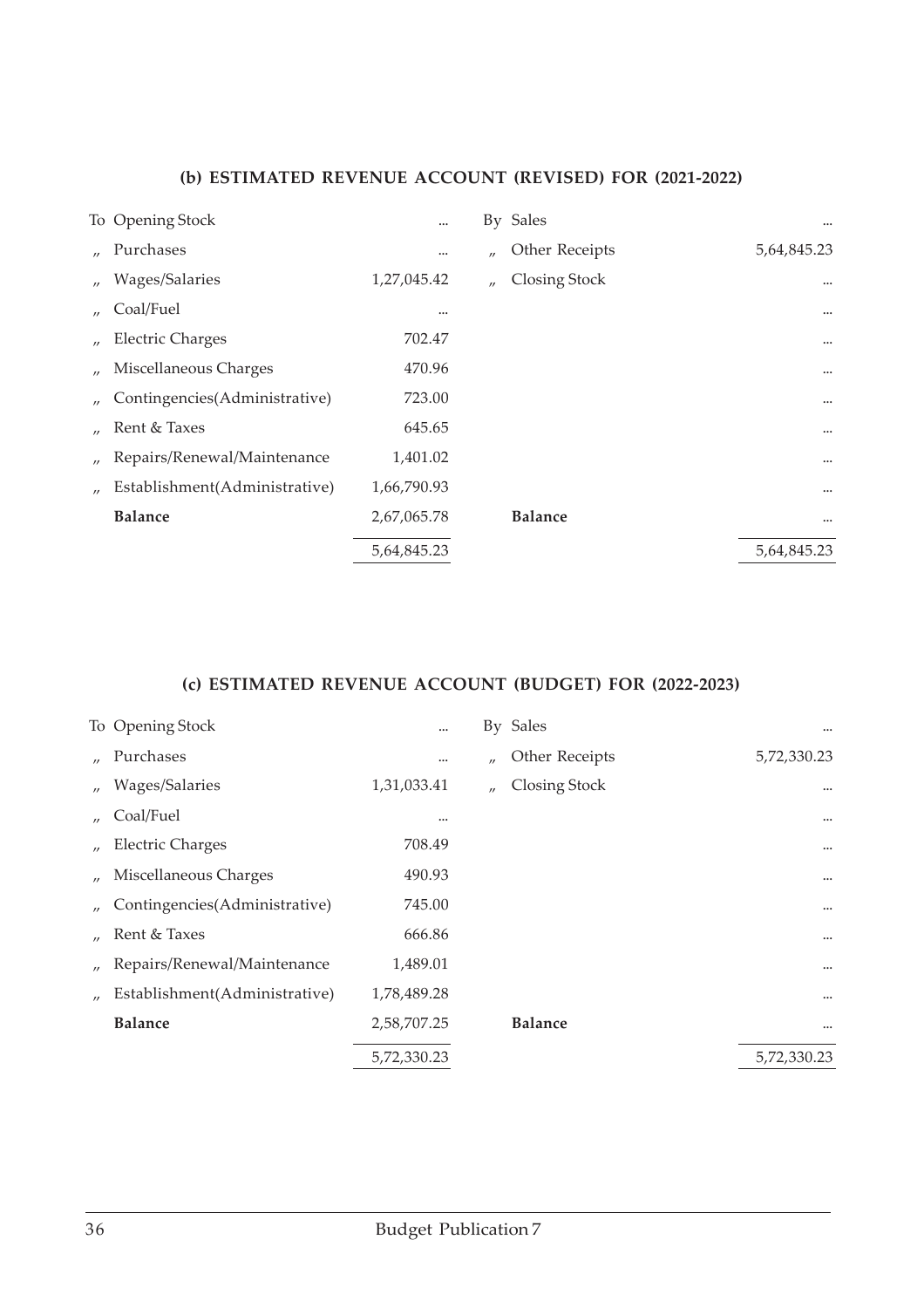### (b) ESTIMATED REVENUE ACCOUNT (REVISED) FOR (2021-2022)

| | | | | | |
|---|---|---|---|---|---|
| To | Opening Stock | ... | By | Sales | ... |
| „ | Purchases | ... | „ | Other Receipts | 5,64,845.23 |
| „ | Wages/Salaries | 1,27,045.42 | „ | Closing Stock | ... |
| „ | Coal/Fuel | ... | | | ... |
| „ | Electric Charges | 702.47 | | | ... |
| „ | Miscellaneous Charges | 470.96 | | | ... |
| „ | Contingencies(Administrative) | 723.00 | | | ... |
| „ | Rent & Taxes | 645.65 | | | ... |
| „ | Repairs/Renewal/Maintenance | 1,401.02 | | | ... |
| „ | Establishment(Administrative) | 1,66,790.93 | | | ... |
| | **Balance** | 2,67,065.78 | | **Balance** | ... |
| | | 5,64,845.23 | | | 5,64,845.23 |

### (c) ESTIMATED REVENUE ACCOUNT (BUDGET) FOR (2022-2023)

| | | | | | |
|---|---|---|---|---|---|
| To | Opening Stock | ... | By | Sales | ... |
| „ | Purchases | ... | „ | Other Receipts | 5,72,330.23 |
| „ | Wages/Salaries | 1,31,033.41 | „ | Closing Stock | ... |
| „ | Coal/Fuel | ... | | | ... |
| „ | Electric Charges | 708.49 | | | ... |
| „ | Miscellaneous Charges | 490.93 | | | ... |
| „ | Contingencies(Administrative) | 745.00 | | | ... |
| „ | Rent & Taxes | 666.86 | | | ... |
| „ | Repairs/Renewal/Maintenance | 1,489.01 | | | ... |
| „ | Establishment(Administrative) | 1,78,489.28 | | | ... |
| | **Balance** | 2,58,707.25 | | **Balance** | ... |
| | | 5,72,330.23 | | | 5,72,330.23 |